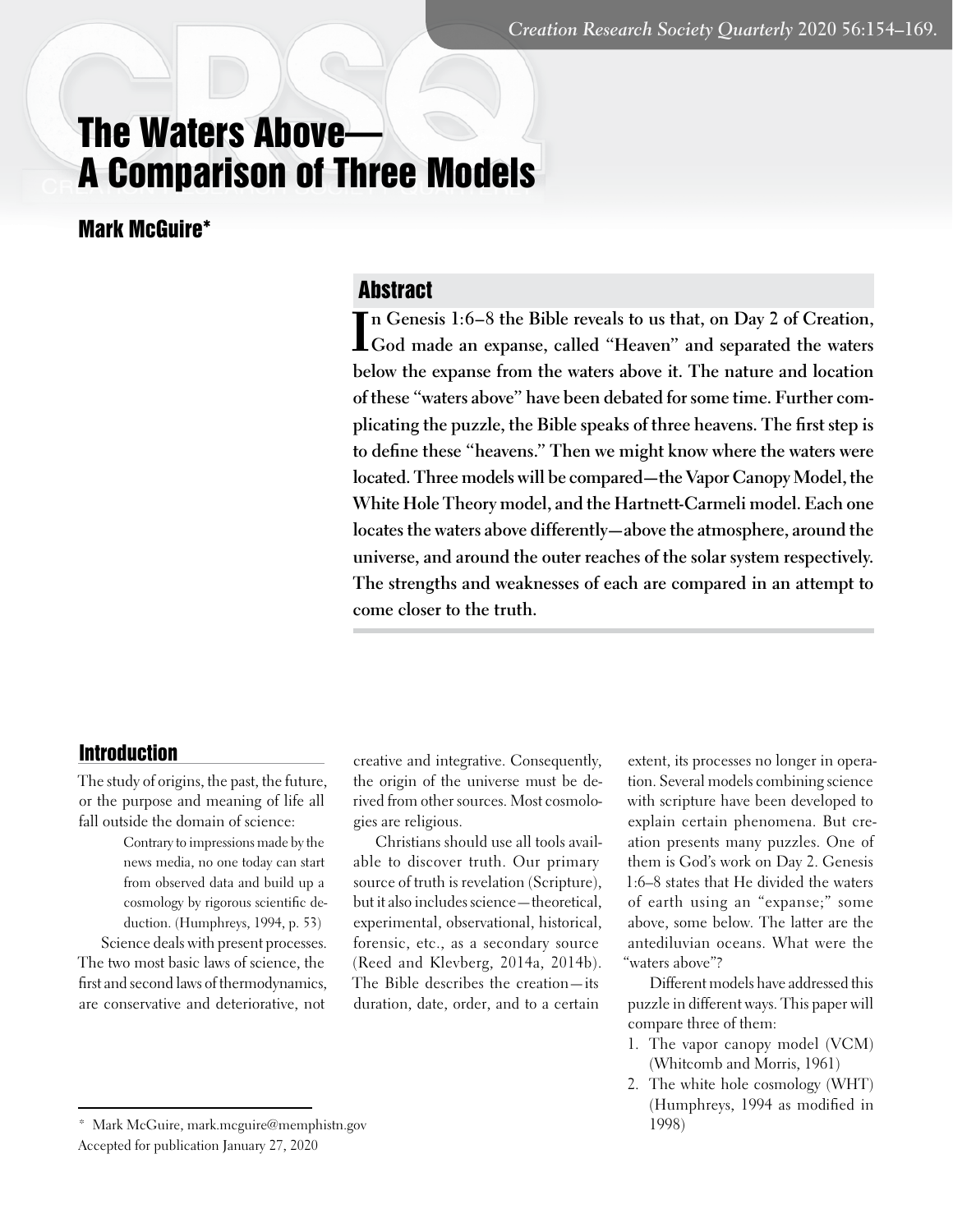# The Waters Above—A Comparison of Three Models

## Mark McGuire*

## Abstract

**In Genesis 1:6–8 the Bible reveals to us that, on Day 2 of Creation, God made an expanse, called "Heaven" and separated the waters below the expanse from the waters above it. The nature and location of these "waters above" have been debated for some time. Further complicating the puzzle, the Bible speaks of three heavens. The first step is to define these "heavens." Then we might know where the waters were located. Three models will be compared—the Vapor Canopy Model, the White Hole Theory model, and the Hartnett-Carmeli model. Each one locates the waters above differently—above the atmosphere, around the universe, and around the outer reaches of the solar system respectively. The strengths and weaknesses of each are compared in an attempt to come closer to the truth.**

## Introduction

The study of origins, the past, the future, or the purpose and meaning of life all fall outside the domain of science:

> Contrary to impressions made by the news media, no one today can start from observed data and build up a cosmology by rigorous scientific deduction. (Humphreys, 1994, p. 53)

Science deals with present processes. The two most basic laws of science, the first and second laws of thermodynamics, are conservative and deteriorative, not creative and integrative. Consequently, the origin of the universe must be derived from other sources. Most cosmologies are religious.

Christians should use all tools available to discover truth. Our primary source of truth is revelation (Scripture), but it also includes science—theoretical, experimental, observational, historical, forensic, etc., as a secondary source (Reed and Klevberg, 2014a, 2014b). The Bible describes the creation—its duration, date, order, and to a certain extent, its processes no longer in operation. Several models combining science with scripture have been developed to explain certain phenomena. But creation presents many puzzles. One of them is God's work on Day 2. Genesis 1:6–8 states that He divided the waters of earth using an "expanse;" some above, some below. The latter are the antediluvian oceans. What were the "waters above"?

Different models have addressed this puzzle in different ways. This paper will compare three of them:

1. The vapor canopy model (VCM) (Whitcomb and Morris, 1961)
2. The white hole cosmology (WHT) (Humphreys, 1994 as modified in 1998)

---

\* Mark McGuire, mark.mcguire@memphistn.gov

Accepted for publication January 27, 2020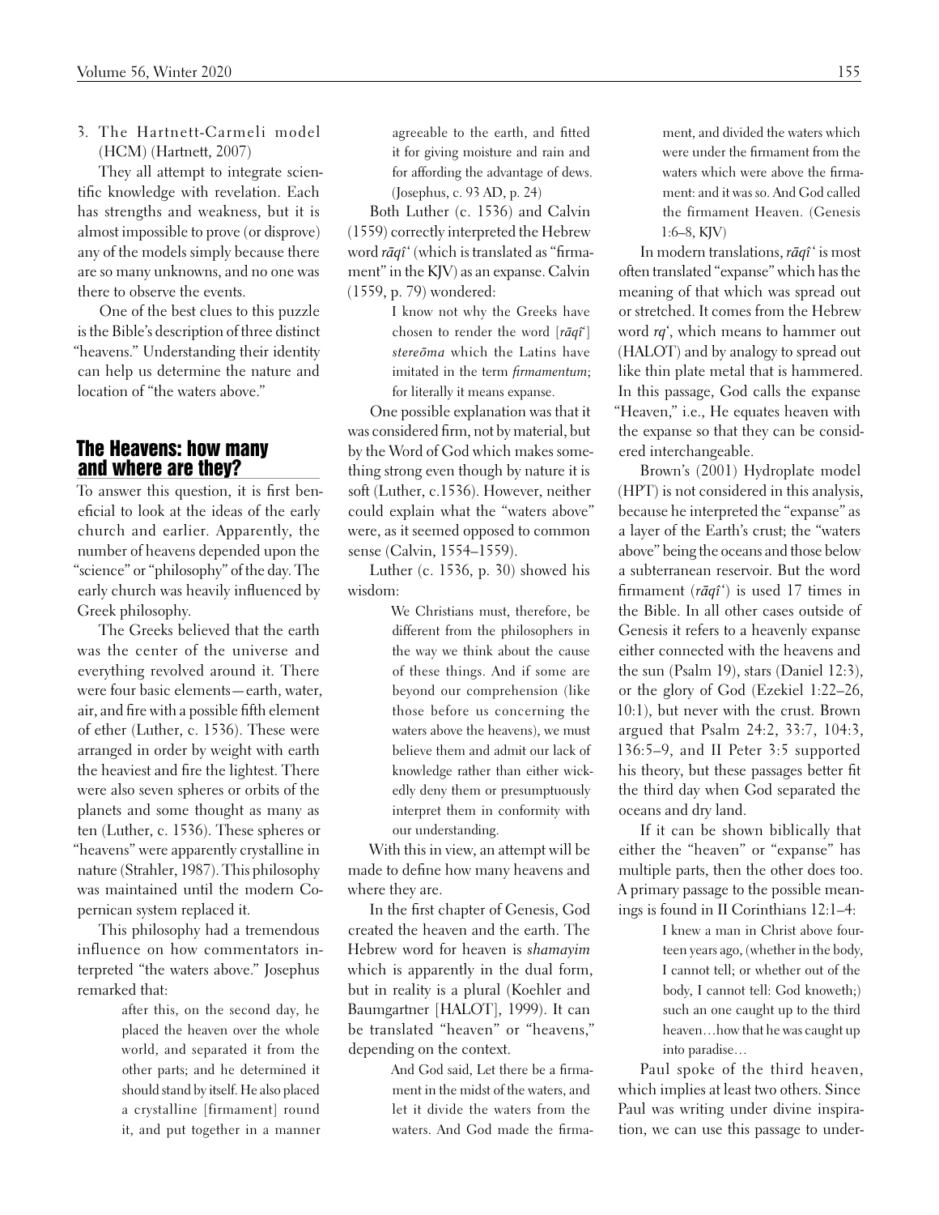3. The Hartnett-Carmeli model (HCM) (Hartnett, 2007)

They all attempt to integrate scientific knowledge with revelation. Each has strengths and weakness, but it is almost impossible to prove (or disprove) any of the models simply because there are so many unknowns, and no one was there to observe the events.

One of the best clues to this puzzle is the Bible's description of three distinct "heavens." Understanding their identity can help us determine the nature and location of "the waters above."

## The Heavens: how many and where are they?

To answer this question, it is first beneficial to look at the ideas of the early church and earlier. Apparently, the number of heavens depended upon the "science" or "philosophy" of the day. The early church was heavily influenced by Greek philosophy.

The Greeks believed that the earth was the center of the universe and everything revolved around it. There were four basic elements—earth, water, air, and fire with a possible fifth element of ether (Luther, c. 1536). These were arranged in order by weight with earth the heaviest and fire the lightest. There were also seven spheres or orbits of the planets and some thought as many as ten (Luther, c. 1536). These spheres or "heavens" were apparently crystalline in nature (Strahler, 1987). This philosophy was maintained until the modern Copernican system replaced it.

This philosophy had a tremendous influence on how commentators interpreted "the waters above." Josephus remarked that:

> after this, on the second day, he placed the heaven over the whole world, and separated it from the other parts; and he determined it should stand by itself. He also placed a crystalline [firmament] round it, and put together in a manner agreeable to the earth, and fitted it for giving moisture and rain and for affording the advantage of dews. (Josephus, c. 93 AD, p. 24)

Both Luther (c. 1536) and Calvin (1559) correctly interpreted the Hebrew word *rāqîʿ* (which is translated as "firmament" in the KJV) as an expanse. Calvin (1559, p. 79) wondered:

> I know not why the Greeks have chosen to render the word [*rāqîʿ*] *stereōma* which the Latins have imitated in the term *firmamentum*; for literally it means expanse.

One possible explanation was that it was considered firm, not by material, but by the Word of God which makes something strong even though by nature it is soft (Luther, c.1536). However, neither could explain what the "waters above" were, as it seemed opposed to common sense (Calvin, 1554–1559).

Luther (c. 1536, p. 30) showed his wisdom:

> We Christians must, therefore, be different from the philosophers in the way we think about the cause of these things. And if some are beyond our comprehension (like those before us concerning the waters above the heavens), we must believe them and admit our lack of knowledge rather than either wickedly deny them or presumptuously interpret them in conformity with our understanding.

With this in view, an attempt will be made to define how many heavens and where they are.

In the first chapter of Genesis, God created the heaven and the earth. The Hebrew word for heaven is *shamayim* which is apparently in the dual form, but in reality is a plural (Koehler and Baumgartner [HALOT], 1999). It can be translated "heaven" or "heavens," depending on the context.

> And God said, Let there be a firmament in the midst of the waters, and let it divide the waters from the waters. And God made the firmament, and divided the waters which were under the firmament from the waters which were above the firmament: and it was so. And God called the firmament Heaven. (Genesis 1:6–8, KJV)

In modern translations, *rāqîʿ* is most often translated "expanse" which has the meaning of that which was spread out or stretched. It comes from the Hebrew word *rqʿ*, which means to hammer out (HALOT) and by analogy to spread out like thin plate metal that is hammered. In this passage, God calls the expanse "Heaven," i.e., He equates heaven with the expanse so that they can be considered interchangeable.

Brown's (2001) Hydroplate model (HPT) is not considered in this analysis, because he interpreted the "expanse" as a layer of the Earth's crust; the "waters above" being the oceans and those below a subterranean reservoir. But the word firmament (*rāqîʿ*) is used 17 times in the Bible. In all other cases outside of Genesis it refers to a heavenly expanse either connected with the heavens and the sun (Psalm 19), stars (Daniel 12:3), or the glory of God (Ezekiel 1:22–26, 10:1), but never with the crust. Brown argued that Psalm 24:2, 33:7, 104:3, 136:5–9, and II Peter 3:5 supported his theory, but these passages better fit the third day when God separated the oceans and dry land.

If it can be shown biblically that either the "heaven" or "expanse" has multiple parts, then the other does too. A primary passage to the possible meanings is found in II Corinthians 12:1–4:

> I knew a man in Christ above fourteen years ago, (whether in the body, I cannot tell; or whether out of the body, I cannot tell: God knoweth;) such an one caught up to the third heaven…how that he was caught up into paradise…

Paul spoke of the third heaven, which implies at least two others. Since Paul was writing under divine inspiration, we can use this passage to under-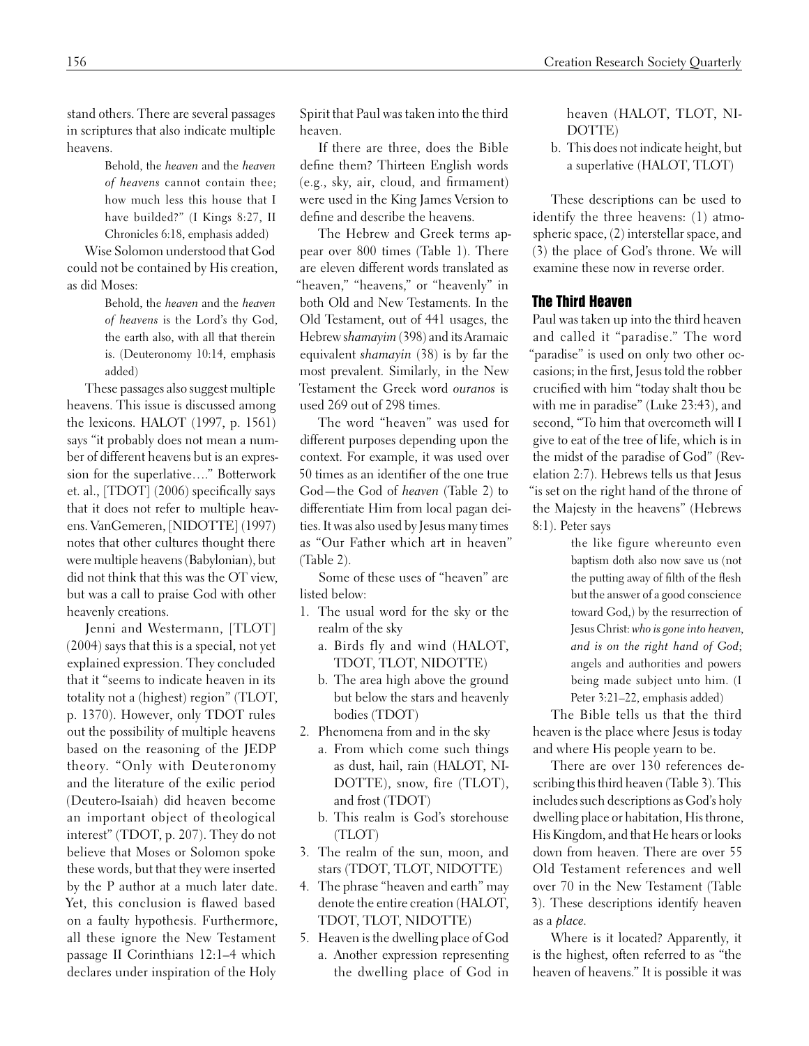stand others. There are several passages in scriptures that also indicate multiple heavens.

> Behold, the *heaven* and the *heaven of heavens* cannot contain thee; how much less this house that I have builded?" (I Kings 8:27, II Chronicles 6:18, emphasis added)

Wise Solomon understood that God could not be contained by His creation, as did Moses:

> Behold, the *heaven* and the *heaven of heavens* is the Lord's thy God, the earth also, with all that therein is. (Deuteronomy 10:14, emphasis added)

These passages also suggest multiple heavens. This issue is discussed among the lexicons. HALOT (1997, p. 1561) says "it probably does not mean a number of different heavens but is an expression for the superlative…." Botterwork et. al., [TDOT] (2006) specifically says that it does not refer to multiple heavens. VanGemeren, [NIDOTTE] (1997) notes that other cultures thought there were multiple heavens (Babylonian), but did not think that this was the OT view, but was a call to praise God with other heavenly creations.

Jenni and Westermann, [TLOT] (2004) says that this is a special, not yet explained expression. They concluded that it "seems to indicate heaven in its totality not a (highest) region" (TLOT, p. 1370). However, only TDOT rules out the possibility of multiple heavens based on the reasoning of the JEDP theory. "Only with Deuteronomy and the literature of the exilic period (Deutero-Isaiah) did heaven become an important object of theological interest" (TDOT, p. 207). They do not believe that Moses or Solomon spoke these words, but that they were inserted by the P author at a much later date. Yet, this conclusion is flawed based on a faulty hypothesis. Furthermore, all these ignore the New Testament passage II Corinthians 12:1–4 which declares under inspiration of the Holy Spirit that Paul was taken into the third heaven.

If there are three, does the Bible define them? Thirteen English words (e.g., sky, air, cloud, and firmament) were used in the King James Version to define and describe the heavens.

The Hebrew and Greek terms appear over 800 times (Table 1). There are eleven different words translated as "heaven," "heavens," or "heavenly" in both Old and New Testaments. In the Old Testament, out of 441 usages, the Hebrew *shamayim* (398) and its Aramaic equivalent *shamayin* (38) is by far the most prevalent. Similarly, in the New Testament the Greek word *ouranos* is used 269 out of 298 times.

The word "heaven" was used for different purposes depending upon the context. For example, it was used over 50 times as an identifier of the one true God—the God of *heaven* (Table 2) to differentiate Him from local pagan deities. It was also used by Jesus many times as "Our Father which art in heaven" (Table 2).

Some of these uses of "heaven" are listed below:

1. The usual word for the sky or the realm of the sky
   a. Birds fly and wind (HALOT, TDOT, TLOT, NIDOTTE)
   b. The area high above the ground but below the stars and heavenly bodies (TDOT)
2. Phenomena from and in the sky
   a. From which come such things as dust, hail, rain (HALOT, NIDOTTE), snow, fire (TLOT), and frost (TDOT)
   b. This realm is God's storehouse (TLOT)
3. The realm of the sun, moon, and stars (TDOT, TLOT, NIDOTTE)
4. The phrase "heaven and earth" may denote the entire creation (HALOT, TDOT, TLOT, NIDOTTE)
5. Heaven is the dwelling place of God
   a. Another expression representing the dwelling place of God in heaven (HALOT, TLOT, NIDOTTE)
   b. This does not indicate height, but a superlative (HALOT, TLOT)

These descriptions can be used to identify the three heavens: (1) atmospheric space, (2) interstellar space, and (3) the place of God's throne. We will examine these now in reverse order.

## The Third Heaven

Paul was taken up into the third heaven and called it "paradise." The word "paradise" is used on only two other occasions; in the first, Jesus told the robber crucified with him "today shalt thou be with me in paradise" (Luke 23:43), and second, "To him that overcometh will I give to eat of the tree of life, which is in the midst of the paradise of God" (Revelation 2:7). Hebrews tells us that Jesus "is set on the right hand of the throne of the Majesty in the heavens" (Hebrews 8:1). Peter says

> the like figure whereunto even baptism doth also now save us (not the putting away of filth of the flesh but the answer of a good conscience toward God,) by the resurrection of Jesus Christ: *who is gone into heaven, and is on the right hand of God*; angels and authorities and powers being made subject unto him. (I Peter 3:21–22, emphasis added)

The Bible tells us that the third heaven is the place where Jesus is today and where His people yearn to be.

There are over 130 references describing this third heaven (Table 3). This includes such descriptions as God's holy dwelling place or habitation, His throne, His Kingdom, and that He hears or looks down from heaven. There are over 55 Old Testament references and well over 70 in the New Testament (Table 3). These descriptions identify heaven as a *place*.

Where is it located? Apparently, it is the highest, often referred to as "the heaven of heavens." It is possible it was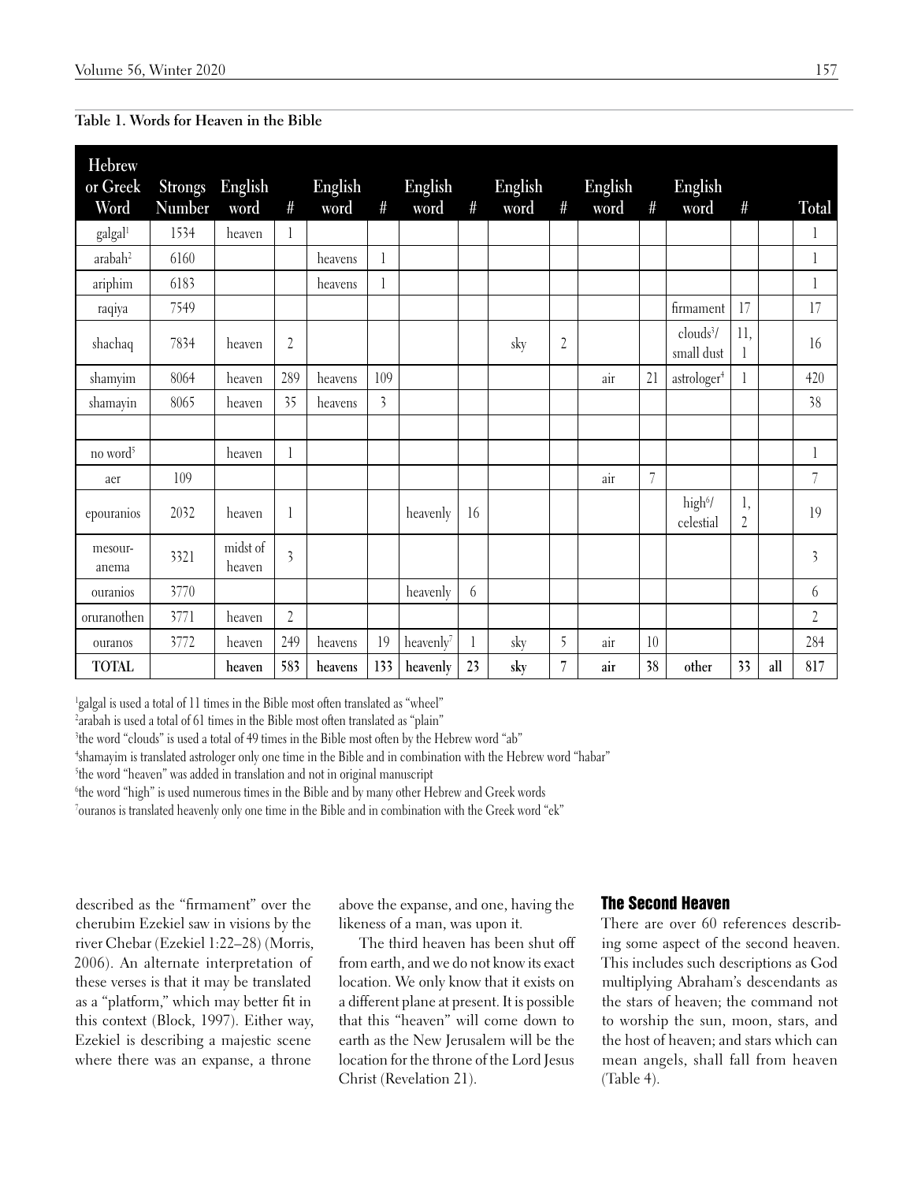**Table 1. Words for Heaven in the Bible**

| Hebrew or Greek Word | Strongs Number | English word | # | English word | # | English word | # | English word | # | English word | # | English word | # | | Total |
|---|---|---|---|---|---|---|---|---|---|---|---|---|---|---|---|
| galgal[1] | 1534 | heaven | 1 | | | | | | | | | | | | 1 |
| arabah[2] | 6160 | | | heavens | 1 | | | | | | | | | | 1 |
| ariphim | 6183 | | | heavens | 1 | | | | | | | | | | 1 |
| raqiya | 7549 | | | | | | | | | | | firmament | 17 | | 17 |
| shachaq | 7834 | heaven | 2 | | | | | sky | 2 | | | clouds[3]/ small dust | 11, 1 | | 16 |
| shamyim | 8064 | heaven | 289 | heavens | 109 | | | | | air | 21 | astrologer[4] | 1 | | 420 |
| shamayin | 8065 | heaven | 35 | heavens | 3 | | | | | | | | | | 38 |
| | | | | | | | | | | | | | | | |
| no word[5] | | heaven | 1 | | | | | | | | | | | | 1 |
| aer | 109 | | | | | | | | | air | 7 | | | | 7 |
| epouranios | 2032 | heaven | 1 | | | heavenly | 16 | | | | | high[6]/ celestial | 1, 2 | | 19 |
| mesour-anema | 3321 | midst of heaven | 3 | | | | | | | | | | | | 3 |
| ouranios | 3770 | | | | | heavenly | 6 | | | | | | | | 6 |
| oruranothen | 3771 | heaven | 2 | | | | | | | | | | | | 2 |
| ouranos | 3772 | heaven | 249 | heavens | 19 | heavenly[7] | 1 | sky | 5 | air | 10 | | | | 284 |
| **TOTAL** | | **heaven** | **583** | **heavens** | **133** | **heavenly** | **23** | **sky** | **7** | **air** | **38** | **other** | **33** | **all** | **817** |

[1]galgal is used a total of 11 times in the Bible most often translated as "wheel"
[2]arabah is used a total of 61 times in the Bible most often translated as "plain"
[3]the word "clouds" is used a total of 49 times in the Bible most often by the Hebrew word "ab"
[4]shamayim is translated astrologer only one time in the Bible and in combination with the Hebrew word "habar"
[5]the word "heaven" was added in translation and not in original manuscript
[6]the word "high" is used numerous times in the Bible and by many other Hebrew and Greek words
[7]ouranos is translated heavenly only one time in the Bible and in combination with the Greek word "ek"

described as the "firmament" over the cherubim Ezekiel saw in visions by the river Chebar (Ezekiel 1:22–28) (Morris, 2006). An alternate interpretation of these verses is that it may be translated as a "platform," which may better fit in this context (Block, 1997). Either way, Ezekiel is describing a majestic scene where there was an expanse, a throne above the expanse, and one, having the likeness of a man, was upon it.

The third heaven has been shut off from earth, and we do not know its exact location. We only know that it exists on a different plane at present. It is possible that this "heaven" will come down to earth as the New Jerusalem will be the location for the throne of the Lord Jesus Christ (Revelation 21).

## The Second Heaven

There are over 60 references describing some aspect of the second heaven. This includes such descriptions as God multiplying Abraham's descendants as the stars of heaven; the command not to worship the sun, moon, stars, and the host of heaven; and stars which can mean angels, shall fall from heaven (Table 4).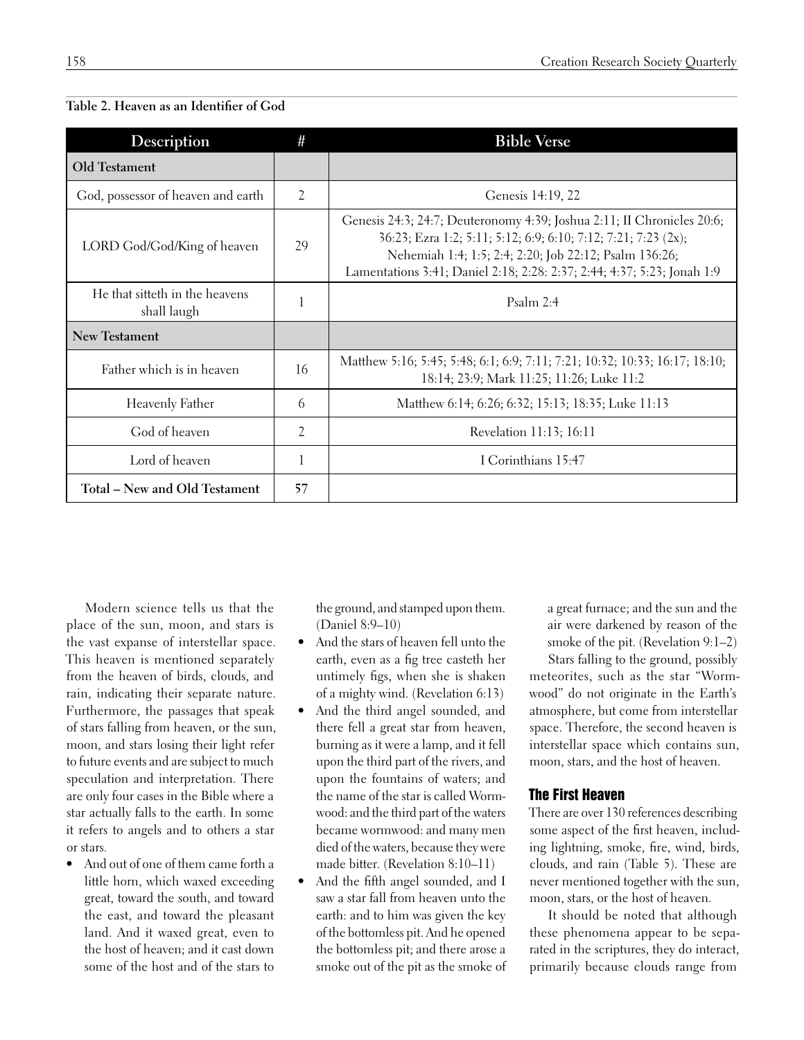**Table 2. Heaven as an Identifier of God**

| Description | # | Bible Verse |
|---|---|---|
| **Old Testament** | | |
| God, possessor of heaven and earth | 2 | Genesis 14:19, 22 |
| LORD God/God/King of heaven | 29 | Genesis 24:3; 24:7; Deuteronomy 4:39; Joshua 2:11; II Chronicles 20:6; 36:23; Ezra 1:2; 5:11; 5:12; 6:9; 6:10; 7:12; 7:21; 7:23 (2x); Nehemiah 1:4; 1:5; 2:4; 2:20; Job 22:12; Psalm 136:26; Lamentations 3:41; Daniel 2:18; 2:28: 2:37; 2:44; 4:37; 5:23; Jonah 1:9 |
| He that sitteth in the heavens shall laugh | 1 | Psalm 2:4 |
| **New Testament** | | |
| Father which is in heaven | 16 | Matthew 5:16; 5:45; 5:48; 6:1; 6:9; 7:11; 7:21; 10:32; 10:33; 16:17; 18:10; 18:14; 23:9; Mark 11:25; 11:26; Luke 11:2 |
| Heavenly Father | 6 | Matthew 6:14; 6:26; 6:32; 15:13; 18:35; Luke 11:13 |
| God of heaven | 2 | Revelation 11:13; 16:11 |
| Lord of heaven | 1 | I Corinthians 15:47 |
| **Total – New and Old Testament** | **57** | |

Modern science tells us that the place of the sun, moon, and stars is the vast expanse of interstellar space. This heaven is mentioned separately from the heaven of birds, clouds, and rain, indicating their separate nature. Furthermore, the passages that speak of stars falling from heaven, or the sun, moon, and stars losing their light refer to future events and are subject to much speculation and interpretation. There are only four cases in the Bible where a star actually falls to the earth. In some it refers to angels and to others a star or stars.

- And out of one of them came forth a little horn, which waxed exceeding great, toward the south, and toward the east, and toward the pleasant land. And it waxed great, even to the host of heaven; and it cast down some of the host and of the stars to the ground, and stamped upon them. (Daniel 8:9–10)
- And the stars of heaven fell unto the earth, even as a fig tree casteth her untimely figs, when she is shaken of a mighty wind. (Revelation 6:13)
- And the third angel sounded, and there fell a great star from heaven, burning as it were a lamp, and it fell upon the third part of the rivers, and upon the fountains of waters; and the name of the star is called Wormwood: and the third part of the waters became wormwood: and many men died of the waters, because they were made bitter. (Revelation 8:10–11)
- And the fifth angel sounded, and I saw a star fall from heaven unto the earth: and to him was given the key of the bottomless pit. And he opened the bottomless pit; and there arose a smoke out of the pit as the smoke of a great furnace; and the sun and the air were darkened by reason of the smoke of the pit. (Revelation 9:1–2)

Stars falling to the ground, possibly meteorites, such as the star "Wormwood" do not originate in the Earth's atmosphere, but come from interstellar space. Therefore, the second heaven is interstellar space which contains sun, moon, stars, and the host of heaven.

## The First Heaven

There are over 130 references describing some aspect of the first heaven, including lightning, smoke, fire, wind, birds, clouds, and rain (Table 5). These are never mentioned together with the sun, moon, stars, or the host of heaven.

It should be noted that although these phenomena appear to be separated in the scriptures, they do interact, primarily because clouds range from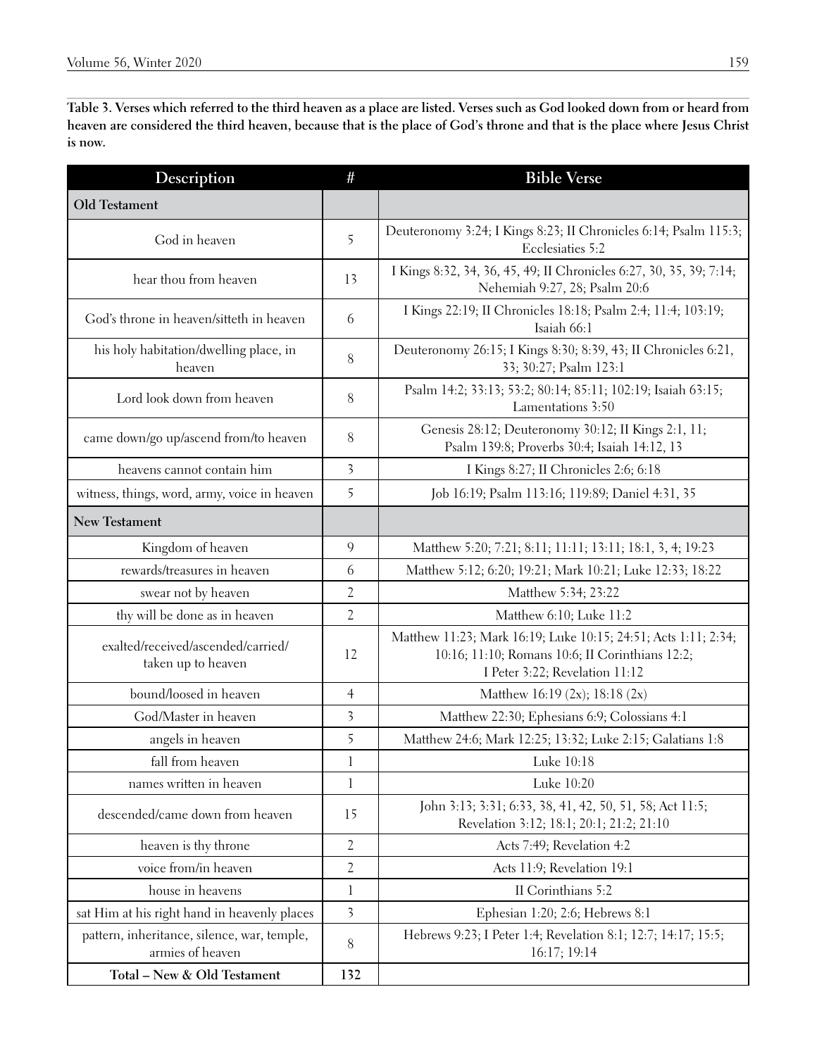**Table 3. Verses which referred to the third heaven as a place are listed. Verses such as God looked down from or heard from heaven are considered the third heaven, because that is the place of God's throne and that is the place where Jesus Christ is now.**

| Description | # | Bible Verse |
|---|---|---|
| **Old Testament** | | |
| God in heaven | 5 | Deuteronomy 3:24; I Kings 8:23; II Chronicles 6:14; Psalm 115:3; Ecclesiaties 5:2 |
| hear thou from heaven | 13 | I Kings 8:32, 34, 36, 45, 49; II Chronicles 6:27, 30, 35, 39; 7:14; Nehemiah 9:27, 28; Psalm 20:6 |
| God's throne in heaven/sitteth in heaven | 6 | I Kings 22:19; II Chronicles 18:18; Psalm 2:4; 11:4; 103:19; Isaiah 66:1 |
| his holy habitation/dwelling place, in heaven | 8 | Deuteronomy 26:15; I Kings 8:30; 8:39, 43; II Chronicles 6:21, 33; 30:27; Psalm 123:1 |
| Lord look down from heaven | 8 | Psalm 14:2; 33:13; 53:2; 80:14; 85:11; 102:19; Isaiah 63:15; Lamentations 3:50 |
| came down/go up/ascend from/to heaven | 8 | Genesis 28:12; Deuteronomy 30:12; II Kings 2:1, 11; Psalm 139:8; Proverbs 30:4; Isaiah 14:12, 13 |
| heavens cannot contain him | 3 | I Kings 8:27; II Chronicles 2:6; 6:18 |
| witness, things, word, army, voice in heaven | 5 | Job 16:19; Psalm 113:16; 119:89; Daniel 4:31, 35 |
| **New Testament** | | |
| Kingdom of heaven | 9 | Matthew 5:20; 7:21; 8:11; 11:11; 13:11; 18:1, 3, 4; 19:23 |
| rewards/treasures in heaven | 6 | Matthew 5:12; 6:20; 19:21; Mark 10:21; Luke 12:33; 18:22 |
| swear not by heaven | 2 | Matthew 5:34; 23:22 |
| thy will be done as in heaven | 2 | Matthew 6:10; Luke 11:2 |
| exalted/received/ascended/carried/ taken up to heaven | 12 | Matthew 11:23; Mark 16:19; Luke 10:15; 24:51; Acts 1:11; 2:34; 10:16; 11:10; Romans 10:6; II Corinthians 12:2; I Peter 3:22; Revelation 11:12 |
| bound/loosed in heaven | 4 | Matthew 16:19 (2x); 18:18 (2x) |
| God/Master in heaven | 3 | Matthew 22:30; Ephesians 6:9; Colossians 4:1 |
| angels in heaven | 5 | Matthew 24:6; Mark 12:25; 13:32; Luke 2:15; Galatians 1:8 |
| fall from heaven | 1 | Luke 10:18 |
| names written in heaven | 1 | Luke 10:20 |
| descended/came down from heaven | 15 | John 3:13; 3:31; 6:33, 38, 41, 42, 50, 51, 58; Act 11:5; Revelation 3:12; 18:1; 20:1; 21:2; 21:10 |
| heaven is thy throne | 2 | Acts 7:49; Revelation 4:2 |
| voice from/in heaven | 2 | Acts 11:9; Revelation 19:1 |
| house in heavens | 1 | II Corinthians 5:2 |
| sat Him at his right hand in heavenly places | 3 | Ephesian 1:20; 2:6; Hebrews 8:1 |
| pattern, inheritance, silence, war, temple, armies of heaven | 8 | Hebrews 9:23; I Peter 1:4; Revelation 8:1; 12:7; 14:17; 15:5; 16:17; 19:14 |
| **Total – New & Old Testament** | **132** | |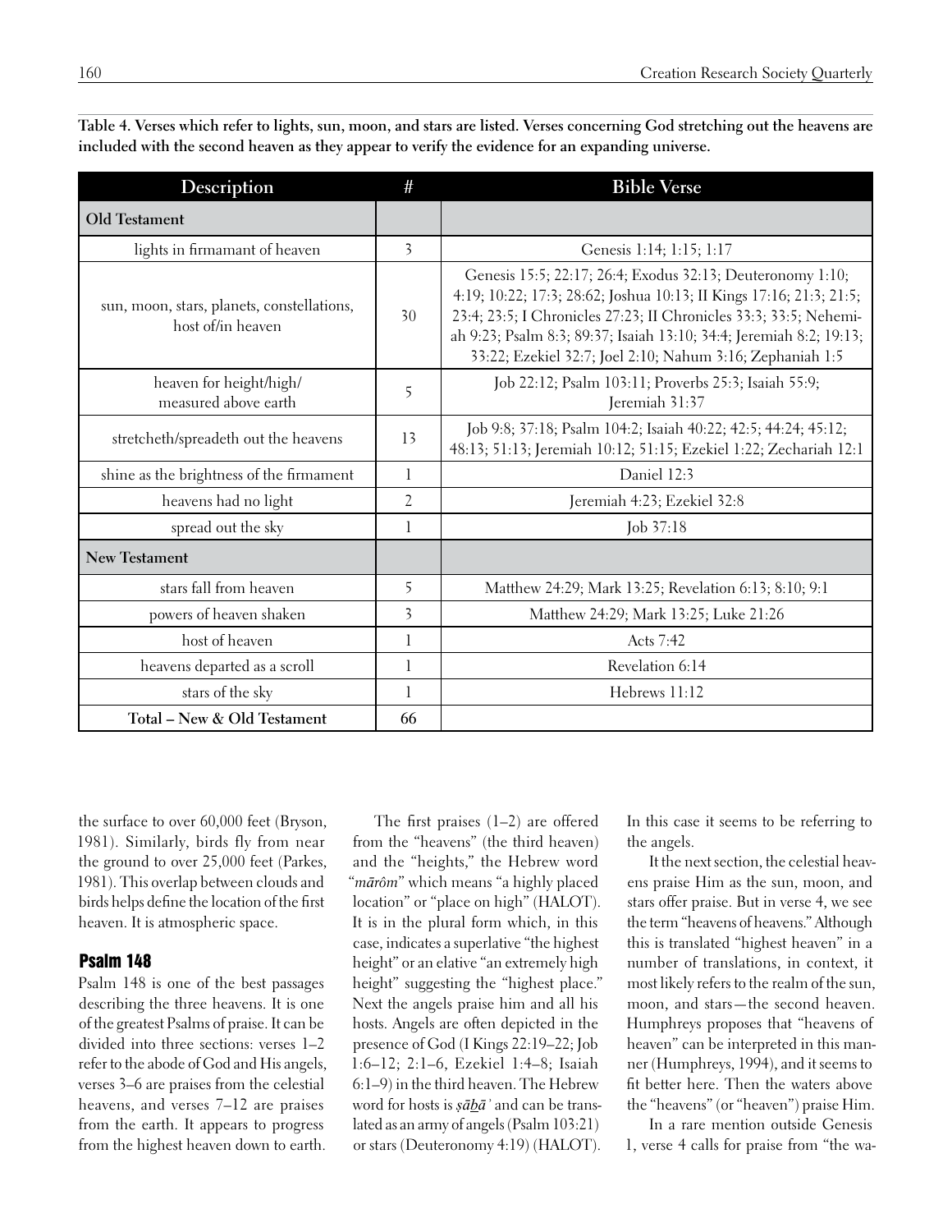**Table 4. Verses which refer to lights, sun, moon, and stars are listed. Verses concerning God stretching out the heavens are included with the second heaven as they appear to verify the evidence for an expanding universe.**

| Description | # | Bible Verse |
|---|---|---|
| **Old Testament** | | |
| lights in firmamant of heaven | 3 | Genesis 1:14; 1:15; 1:17 |
| sun, moon, stars, planets, constellations, host of/in heaven | 30 | Genesis 15:5; 22:17; 26:4; Exodus 32:13; Deuteronomy 1:10; 4:19; 10:22; 17:3; 28:62; Joshua 10:13; II Kings 17:16; 21:3; 21:5; 23:4; 23:5; I Chronicles 27:23; II Chronicles 33:3; 33:5; Nehemiah 9:23; Psalm 8:3; 89:37; Isaiah 13:10; 34:4; Jeremiah 8:2; 19:13; 33:22; Ezekiel 32:7; Joel 2:10; Nahum 3:16; Zephaniah 1:5 |
| heaven for height/high/ measured above earth | 5 | Job 22:12; Psalm 103:11; Proverbs 25:3; Isaiah 55:9; Jeremiah 31:37 |
| stretcheth/spreadeth out the heavens | 13 | Job 9:8; 37:18; Psalm 104:2; Isaiah 40:22; 42:5; 44:24; 45:12; 48:13; 51:13; Jeremiah 10:12; 51:15; Ezekiel 1:22; Zechariah 12:1 |
| shine as the brightness of the firmament | 1 | Daniel 12:3 |
| heavens had no light | 2 | Jeremiah 4:23; Ezekiel 32:8 |
| spread out the sky | 1 | Job 37:18 |
| **New Testament** | | |
| stars fall from heaven | 5 | Matthew 24:29; Mark 13:25; Revelation 6:13; 8:10; 9:1 |
| powers of heaven shaken | 3 | Matthew 24:29; Mark 13:25; Luke 21:26 |
| host of heaven | 1 | Acts 7:42 |
| heavens departed as a scroll | 1 | Revelation 6:14 |
| stars of the sky | 1 | Hebrews 11:12 |
| **Total – New & Old Testament** | **66** | |

the surface to over 60,000 feet (Bryson, 1981). Similarly, birds fly from near the ground to over 25,000 feet (Parkes, 1981). This overlap between clouds and birds helps define the location of the first heaven. It is atmospheric space.

## Psalm 148

Psalm 148 is one of the best passages describing the three heavens. It is one of the greatest Psalms of praise. It can be divided into three sections: verses 1–2 refer to the abode of God and His angels, verses 3–6 are praises from the celestial heavens, and verses 7–12 are praises from the earth. It appears to progress from the highest heaven down to earth.

The first praises (1–2) are offered from the "heavens" (the third heaven) and the "heights," the Hebrew word "*mārôm*" which means "a highly placed location" or "place on high" (HALOT). It is in the plural form which, in this case, indicates a superlative "the highest height" or an elative "an extremely high height" suggesting the "highest place." Next the angels praise him and all his hosts. Angels are often depicted in the presence of God (I Kings 22:19–22; Job 1:6–12; 2:1–6, Ezekiel 1:4–8; Isaiah 6:1–9) in the third heaven. The Hebrew word for hosts is *ṣāḇāʾ* and can be translated as an army of angels (Psalm 103:21) or stars (Deuteronomy 4:19) (HALOT). In this case it seems to be referring to the angels.

It the next section, the celestial heavens praise Him as the sun, moon, and stars offer praise. But in verse 4, we see the term "heavens of heavens." Although this is translated "highest heaven" in a number of translations, in context, it most likely refers to the realm of the sun, moon, and stars—the second heaven. Humphreys proposes that "heavens of heaven" can be interpreted in this manner (Humphreys, 1994), and it seems to fit better here. Then the waters above the "heavens" (or "heaven") praise Him.

In a rare mention outside Genesis 1, verse 4 calls for praise from "the wa-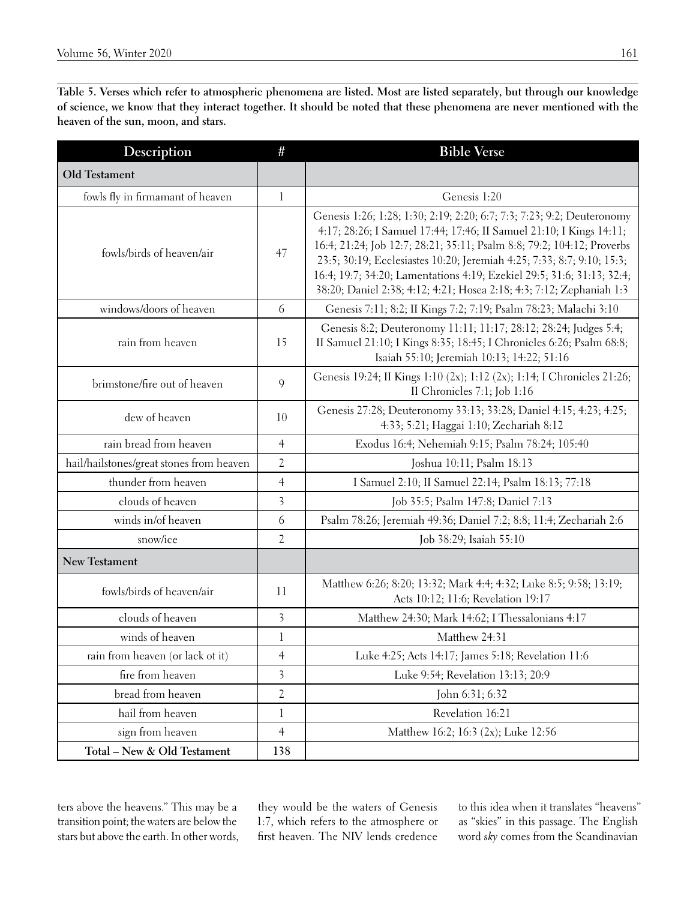**Table 5. Verses which refer to atmospheric phenomena are listed. Most are listed separately, but through our knowledge of science, we know that they interact together. It should be noted that these phenomena are never mentioned with the heaven of the sun, moon, and stars.**

| Description | # | Bible Verse |
|---|---|---|
| **Old Testament** | | |
| fowls fly in firmamant of heaven | 1 | Genesis 1:20 |
| fowls/birds of heaven/air | 47 | Genesis 1:26; 1:28; 1:30; 2:19; 2:20; 6:7; 7:3; 7:23; 9:2; Deuteronomy 4:17; 28:26; I Samuel 17:44; 17:46; II Samuel 21:10; I Kings 14:11; 16:4; 21:24; Job 12:7; 28:21; 35:11; Psalm 8:8; 79:2; 104:12; Proverbs 23:5; 30:19; Ecclesiastes 10:20; Jeremiah 4:25; 7:33; 8:7; 9:10; 15:3; 16:4; 19:7; 34:20; Lamentations 4:19; Ezekiel 29:5; 31:6; 31:13; 32:4; 38:20; Daniel 2:38; 4:12; 4:21; Hosea 2:18; 4:3; 7:12; Zephaniah 1:3 |
| windows/doors of heaven | 6 | Genesis 7:11; 8:2; II Kings 7:2; 7:19; Psalm 78:23; Malachi 3:10 |
| rain from heaven | 15 | Genesis 8:2; Deuteronomy 11:11; 11:17; 28:12; 28:24; Judges 5:4; II Samuel 21:10; I Kings 8:35; 18:45; I Chronicles 6:26; Psalm 68:8; Isaiah 55:10; Jeremiah 10:13; 14:22; 51:16 |
| brimstone/fire out of heaven | 9 | Genesis 19:24; II Kings 1:10 (2x); 1:12 (2x); 1:14; I Chronicles 21:26; II Chronicles 7:1; Job 1:16 |
| dew of heaven | 10 | Genesis 27:28; Deuteronomy 33:13; 33:28; Daniel 4:15; 4:23; 4:25; 4:33; 5:21; Haggai 1:10; Zechariah 8:12 |
| rain bread from heaven | 4 | Exodus 16:4; Nehemiah 9:15; Psalm 78:24; 105:40 |
| hail/hailstones/great stones from heaven | 2 | Joshua 10:11; Psalm 18:13 |
| thunder from heaven | 4 | I Samuel 2:10; II Samuel 22:14; Psalm 18:13; 77:18 |
| clouds of heaven | 3 | Job 35:5; Psalm 147:8; Daniel 7:13 |
| winds in/of heaven | 6 | Psalm 78:26; Jeremiah 49:36; Daniel 7:2; 8:8; 11:4; Zechariah 2:6 |
| snow/ice | 2 | Job 38:29; Isaiah 55:10 |
| **New Testament** | | |
| fowls/birds of heaven/air | 11 | Matthew 6:26; 8:20; 13:32; Mark 4:4; 4:32; Luke 8:5; 9:58; 13:19; Acts 10:12; 11:6; Revelation 19:17 |
| clouds of heaven | 3 | Matthew 24:30; Mark 14:62; I Thessalonians 4:17 |
| winds of heaven | 1 | Matthew 24:31 |
| rain from heaven (or lack ot it) | 4 | Luke 4:25; Acts 14:17; James 5:18; Revelation 11:6 |
| fire from heaven | 3 | Luke 9:54; Revelation 13:13; 20:9 |
| bread from heaven | 2 | John 6:31; 6:32 |
| hail from heaven | 1 | Revelation 16:21 |
| sign from heaven | 4 | Matthew 16:2; 16:3 (2x); Luke 12:56 |
| **Total – New & Old Testament** | **138** | |

ters above the heavens." This may be a transition point; the waters are below the stars but above the earth. In other words, they would be the waters of Genesis 1:7, which refers to the atmosphere or first heaven. The NIV lends credence to this idea when it translates "heavens" as "skies" in this passage. The English word *sky* comes from the Scandinavian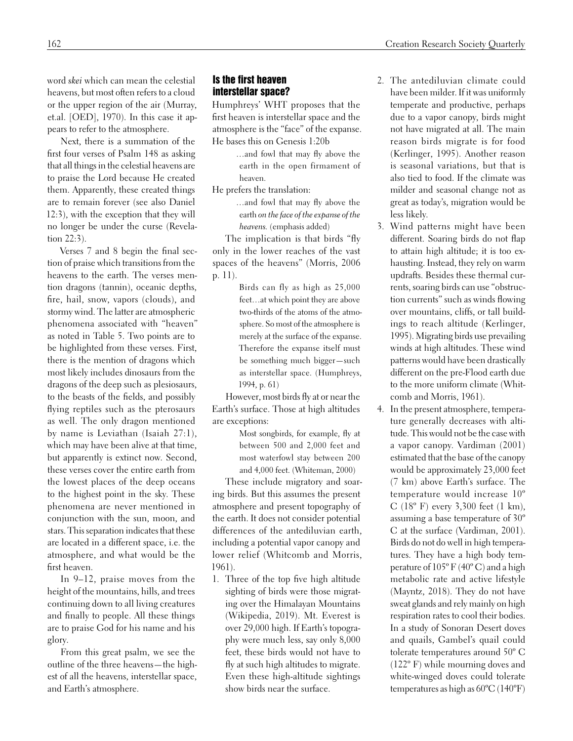word *skei* which can mean the celestial heavens, but most often refers to a cloud or the upper region of the air (Murray, et.al. [OED], 1970). In this case it appears to refer to the atmosphere.

Next, there is a summation of the first four verses of Psalm 148 as asking that all things in the celestial heavens are to praise the Lord because He created them. Apparently, these created things are to remain forever (see also Daniel 12:3), with the exception that they will no longer be under the curse (Revelation 22:3).

Verses 7 and 8 begin the final section of praise which transitions from the heavens to the earth. The verses mention dragons (tannin), oceanic depths, fire, hail, snow, vapors (clouds), and stormy wind. The latter are atmospheric phenomena associated with "heaven" as noted in Table 5. Two points are to be highlighted from these verses. First, there is the mention of dragons which most likely includes dinosaurs from the dragons of the deep such as plesiosaurs, to the beasts of the fields, and possibly flying reptiles such as the pterosaurs as well. The only dragon mentioned by name is Leviathan (Isaiah 27:1), which may have been alive at that time, but apparently is extinct now. Second, these verses cover the entire earth from the lowest places of the deep oceans to the highest point in the sky. These phenomena are never mentioned in conjunction with the sun, moon, and stars. This separation indicates that these are located in a different space, i.e. the atmosphere, and what would be the first heaven.

In 9–12, praise moves from the height of the mountains, hills, and trees continuing down to all living creatures and finally to people. All these things are to praise God for his name and his glory.

From this great psalm, we see the outline of the three heavens—the highest of all the heavens, interstellar space, and Earth's atmosphere.

## Is the first heaven interstellar space?

Humphreys' WHT proposes that the first heaven is interstellar space and the atmosphere is the "face" of the expanse. He bases this on Genesis 1:20b

> …and fowl that may fly above the earth in the open firmament of heaven.

He prefers the translation:

> …and fowl that may fly above the earth *on the face of the expanse of the heavens.* (emphasis added)

The implication is that birds "fly only in the lower reaches of the vast spaces of the heavens" (Morris, 2006 p. 11).

> Birds can fly as high as 25,000 feet…at which point they are above two-thirds of the atoms of the atmosphere. So most of the atmosphere is merely at the surface of the expanse. Therefore the expanse itself must be something much bigger—such as interstellar space. (Humphreys, 1994, p. 61)

However, most birds fly at or near the Earth's surface. Those at high altitudes are exceptions:

> Most songbirds, for example, fly at between 500 and 2,000 feet and most waterfowl stay between 200 and 4,000 feet. (Whiteman, 2000)

These include migratory and soaring birds. But this assumes the present atmosphere and present topography of the earth. It does not consider potential differences of the antediluvian earth, including a potential vapor canopy and lower relief (Whitcomb and Morris, 1961).

1. Three of the top five high altitude sighting of birds were those migrating over the Himalayan Mountains (Wikipedia, 2019). Mt. Everest is over 29,000 high. If Earth's topography were much less, say only 8,000 feet, these birds would not have to fly at such high altitudes to migrate. Even these high-altitude sightings show birds near the surface.
2. The antediluvian climate could have been milder. If it was uniformly temperate and productive, perhaps due to a vapor canopy, birds might not have migrated at all. The main reason birds migrate is for food (Kerlinger, 1995). Another reason is seasonal variations, but that is also tied to food. If the climate was milder and seasonal change not as great as today's, migration would be less likely.
3. Wind patterns might have been different. Soaring birds do not flap to attain high altitude; it is too exhausting. Instead, they rely on warm updrafts. Besides these thermal currents, soaring birds can use "obstruction currents" such as winds flowing over mountains, cliffs, or tall buildings to reach altitude (Kerlinger, 1995). Migrating birds use prevailing winds at high altitudes. These wind patterns would have been drastically different on the pre-Flood earth due to the more uniform climate (Whitcomb and Morris, 1961).
4. In the present atmosphere, temperature generally decreases with altitude. This would not be the case with a vapor canopy. Vardiman (2001) estimated that the base of the canopy would be approximately 23,000 feet (7 km) above Earth's surface. The temperature would increase 10º C (18º F) every 3,300 feet (1 km), assuming a base temperature of 30º C at the surface (Vardiman, 2001). Birds do not do well in high temperatures. They have a high body temperature of 105º F (40º C) and a high metabolic rate and active lifestyle (Mayntz, 2018). They do not have sweat glands and rely mainly on high respiration rates to cool their bodies. In a study of Sonoran Desert doves and quails, Gambel's quail could tolerate temperatures around 50º C (122º F) while mourning doves and white-winged doves could tolerate temperatures as high as 60ºC (140ºF)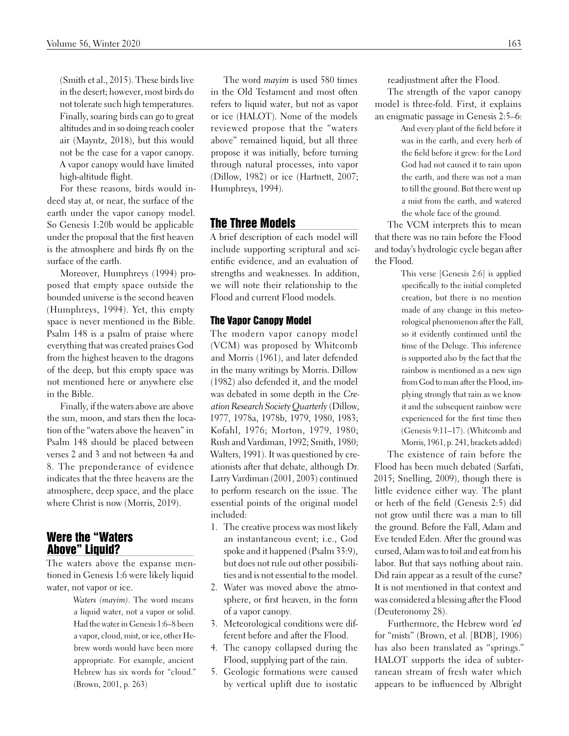(Smith et al., 2015). These birds live in the desert; however, most birds do not tolerate such high temperatures. Finally, soaring birds can go to great altitudes and in so doing reach cooler air (Mayntz, 2018), but this would not be the case for a vapor canopy. A vapor canopy would have limited high-altitude flight.

For these reasons, birds would indeed stay at, or near, the surface of the earth under the vapor canopy model. So Genesis 1:20b would be applicable under the proposal that the first heaven is the atmosphere and birds fly on the surface of the earth.

Moreover, Humphreys (1994) proposed that empty space outside the bounded universe is the second heaven (Humphreys, 1994). Yet, this empty space is never mentioned in the Bible. Psalm 148 is a psalm of praise where everything that was created praises God from the highest heaven to the dragons of the deep, but this empty space was not mentioned here or anywhere else in the Bible.

Finally, if the waters above are above the sun, moon, and stars then the location of the "waters above the heaven" in Psalm 148 should be placed between verses 2 and 3 and not between 4a and 8. The preponderance of evidence indicates that the three heavens are the atmosphere, deep space, and the place where Christ is now (Morris, 2019).

## Were the "Waters Above" Liquid?

The waters above the expanse mentioned in Genesis 1:6 were likely liquid water, not vapor or ice.

> *Waters (mayim)*. The word means a liquid water, not a vapor or solid. Had the water in Genesis 1:6–8 been a vapor, cloud, mist, or ice, other Hebrew words would have been more appropriate. For example, ancient Hebrew has six words for "cloud." (Brown, 2001, p. 263)

The word *mayim* is used 580 times in the Old Testament and most often refers to liquid water, but not as vapor or ice (HALOT). None of the models reviewed propose that the "waters above" remained liquid, but all three propose it was initially, before turning through natural processes, into vapor (Dillow, 1982) or ice (Hartnett, 2007; Humphreys, 1994).

## The Three Models

A brief description of each model will include supporting scriptural and scientific evidence, and an evaluation of strengths and weaknesses. In addition, we will note their relationship to the Flood and current Flood models.

### The Vapor Canopy Model

The modern vapor canopy model (VCM) was proposed by Whitcomb and Morris (1961), and later defended in the many writings by Morris. Dillow (1982) also defended it, and the model was debated in some depth in the *Creation Research Society Quarterly* (Dillow, 1977, 1978a, 1978b, 1979, 1980, 1983; Kofahl, 1976; Morton, 1979, 1980; Rush and Vardiman, 1992; Smith, 1980; Walters, 1991). It was questioned by creationists after that debate, although Dr. Larry Vardiman (2001, 2003) continued to perform research on the issue. The essential points of the original model included:

1. The creative process was most likely an instantaneous event; i.e., God spoke and it happened (Psalm 33:9), but does not rule out other possibilities and is not essential to the model.
2. Water was moved above the atmosphere, or first heaven, in the form of a vapor canopy.
3. Meteorological conditions were different before and after the Flood.
4. The canopy collapsed during the Flood, supplying part of the rain.
5. Geologic formations were caused by vertical uplift due to isostatic readjustment after the Flood.

The strength of the vapor canopy model is three-fold. First, it explains an enigmatic passage in Genesis 2:5–6:

> And every plant of the field before it was in the earth, and every herb of the field before it grew: for the Lord God had not caused it to rain upon the earth, and there was not a man to till the ground. But there went up a mist from the earth, and watered the whole face of the ground.

The VCM interprets this to mean that there was no rain before the Flood and today's hydrologic cycle began after the Flood.

> This verse [Genesis 2:6] is applied specifically to the initial completed creation, but there is no mention made of any change in this meteorological phenomenon after the Fall, so it evidently continued until the time of the Deluge. This inference is supported also by the fact that the rainbow is mentioned as a new sign from God to man after the Flood, implying strongly that rain as we know it and the subsequent rainbow were experienced for the first time then (Genesis 9:11–17). (Whitcomb and Morris, 1961, p. 241, brackets added)

The existence of rain before the Flood has been much debated (Sarfati, 2015; Snelling, 2009), though there is little evidence either way. The plant or herb of the field (Genesis 2:5) did not grow until there was a man to till the ground. Before the Fall, Adam and Eve tended Eden. After the ground was cursed, Adam was to toil and eat from his labor. But that says nothing about rain. Did rain appear as a result of the curse? It is not mentioned in that context and was considered a blessing after the Flood (Deuteronomy 28).

Furthermore, the Hebrew word *'ed* for "mists" (Brown, et al. [BDB], 1906) has also been translated as "springs." HALOT supports the idea of subterranean stream of fresh water which appears to be influenced by Albright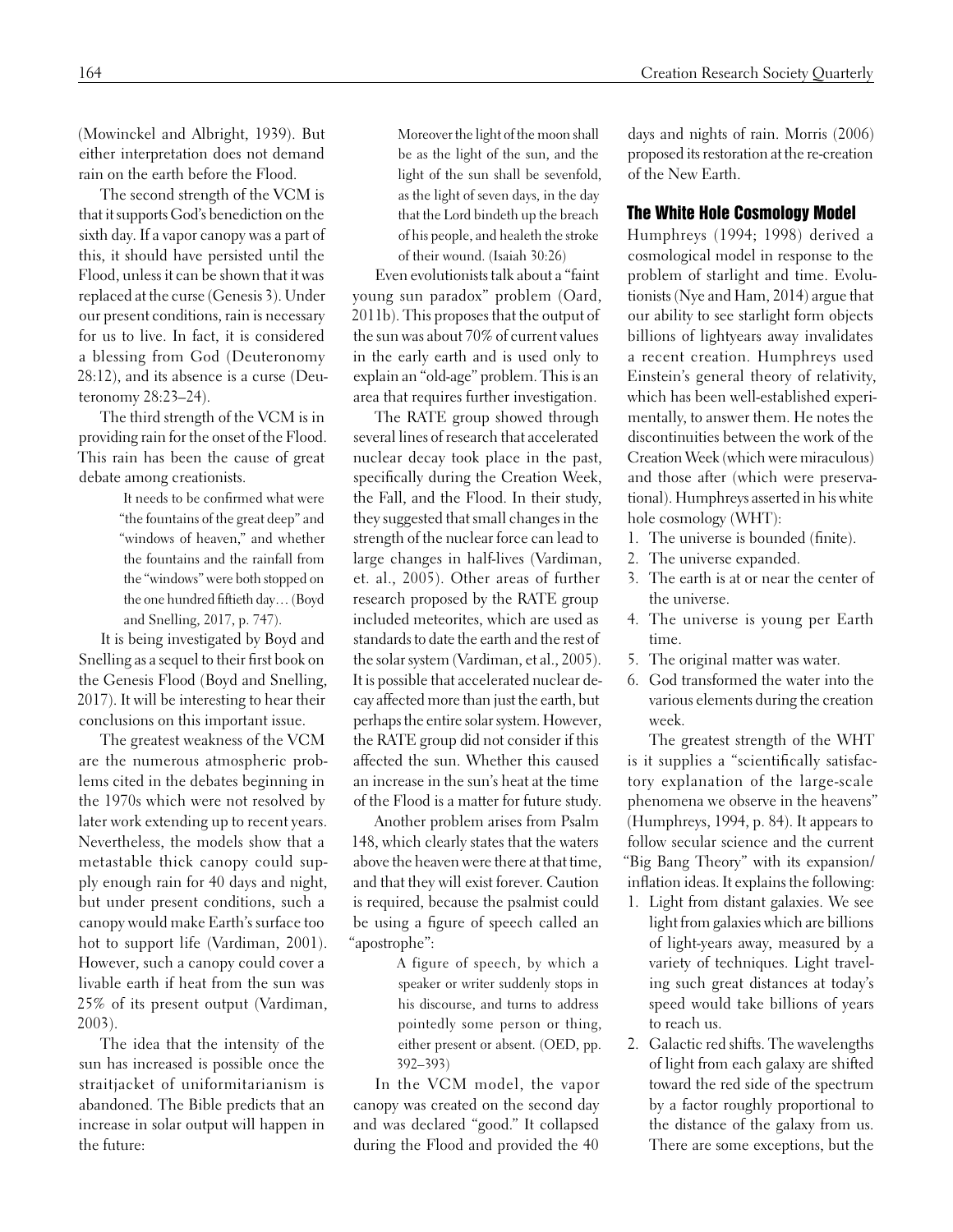(Mowinckel and Albright, 1939). But either interpretation does not demand rain on the earth before the Flood.

The second strength of the VCM is that it supports God's benediction on the sixth day. If a vapor canopy was a part of this, it should have persisted until the Flood, unless it can be shown that it was replaced at the curse (Genesis 3). Under our present conditions, rain is necessary for us to live. In fact, it is considered a blessing from God (Deuteronomy 28:12), and its absence is a curse (Deuteronomy 28:23–24).

The third strength of the VCM is in providing rain for the onset of the Flood. This rain has been the cause of great debate among creationists.

> It needs to be confirmed what were "the fountains of the great deep" and "windows of heaven," and whether the fountains and the rainfall from the "windows" were both stopped on the one hundred fiftieth day… (Boyd and Snelling, 2017, p. 747).

It is being investigated by Boyd and Snelling as a sequel to their first book on the Genesis Flood (Boyd and Snelling, 2017). It will be interesting to hear their conclusions on this important issue.

The greatest weakness of the VCM are the numerous atmospheric problems cited in the debates beginning in the 1970s which were not resolved by later work extending up to recent years. Nevertheless, the models show that a metastable thick canopy could supply enough rain for 40 days and night, but under present conditions, such a canopy would make Earth's surface too hot to support life (Vardiman, 2001). However, such a canopy could cover a livable earth if heat from the sun was 25% of its present output (Vardiman, 2003).

The idea that the intensity of the sun has increased is possible once the straitjacket of uniformitarianism is abandoned. The Bible predicts that an increase in solar output will happen in the future:

> Moreover the light of the moon shall be as the light of the sun, and the light of the sun shall be sevenfold, as the light of seven days, in the day that the Lord bindeth up the breach of his people, and healeth the stroke of their wound. (Isaiah 30:26)

Even evolutionists talk about a "faint young sun paradox" problem (Oard, 2011b). This proposes that the output of the sun was about 70% of current values in the early earth and is used only to explain an "old-age" problem. This is an area that requires further investigation.

The RATE group showed through several lines of research that accelerated nuclear decay took place in the past, specifically during the Creation Week, the Fall, and the Flood. In their study, they suggested that small changes in the strength of the nuclear force can lead to large changes in half-lives (Vardiman, et. al., 2005). Other areas of further research proposed by the RATE group included meteorites, which are used as standards to date the earth and the rest of the solar system (Vardiman, et al., 2005). It is possible that accelerated nuclear decay affected more than just the earth, but perhaps the entire solar system. However, the RATE group did not consider if this affected the sun. Whether this caused an increase in the sun's heat at the time of the Flood is a matter for future study.

Another problem arises from Psalm 148, which clearly states that the waters above the heaven were there at that time, and that they will exist forever. Caution is required, because the psalmist could be using a figure of speech called an "apostrophe":

> A figure of speech, by which a speaker or writer suddenly stops in his discourse, and turns to address pointedly some person or thing, either present or absent. (OED, pp. 392–393)

In the VCM model, the vapor canopy was created on the second day and was declared "good." It collapsed during the Flood and provided the 40 days and nights of rain. Morris (2006) proposed its restoration at the re-creation of the New Earth.

## The White Hole Cosmology Model

Humphreys (1994; 1998) derived a cosmological model in response to the problem of starlight and time. Evolutionists (Nye and Ham, 2014) argue that our ability to see starlight form objects billions of lightyears away invalidates a recent creation. Humphreys used Einstein's general theory of relativity, which has been well-established experimentally, to answer them. He notes the discontinuities between the work of the Creation Week (which were miraculous) and those after (which were preservational). Humphreys asserted in his white hole cosmology (WHT):

1. The universe is bounded (finite).
2. The universe expanded.
3. The earth is at or near the center of the universe.
4. The universe is young per Earth time.
5. The original matter was water.
6. God transformed the water into the various elements during the creation week.

The greatest strength of the WHT is it supplies a "scientifically satisfactory explanation of the large-scale phenomena we observe in the heavens" (Humphreys, 1994, p. 84). It appears to follow secular science and the current "Big Bang Theory" with its expansion/inflation ideas. It explains the following:

1. Light from distant galaxies. We see light from galaxies which are billions of light-years away, measured by a variety of techniques. Light traveling such great distances at today's speed would take billions of years to reach us.
2. Galactic red shifts. The wavelengths of light from each galaxy are shifted toward the red side of the spectrum by a factor roughly proportional to the distance of the galaxy from us. There are some exceptions, but the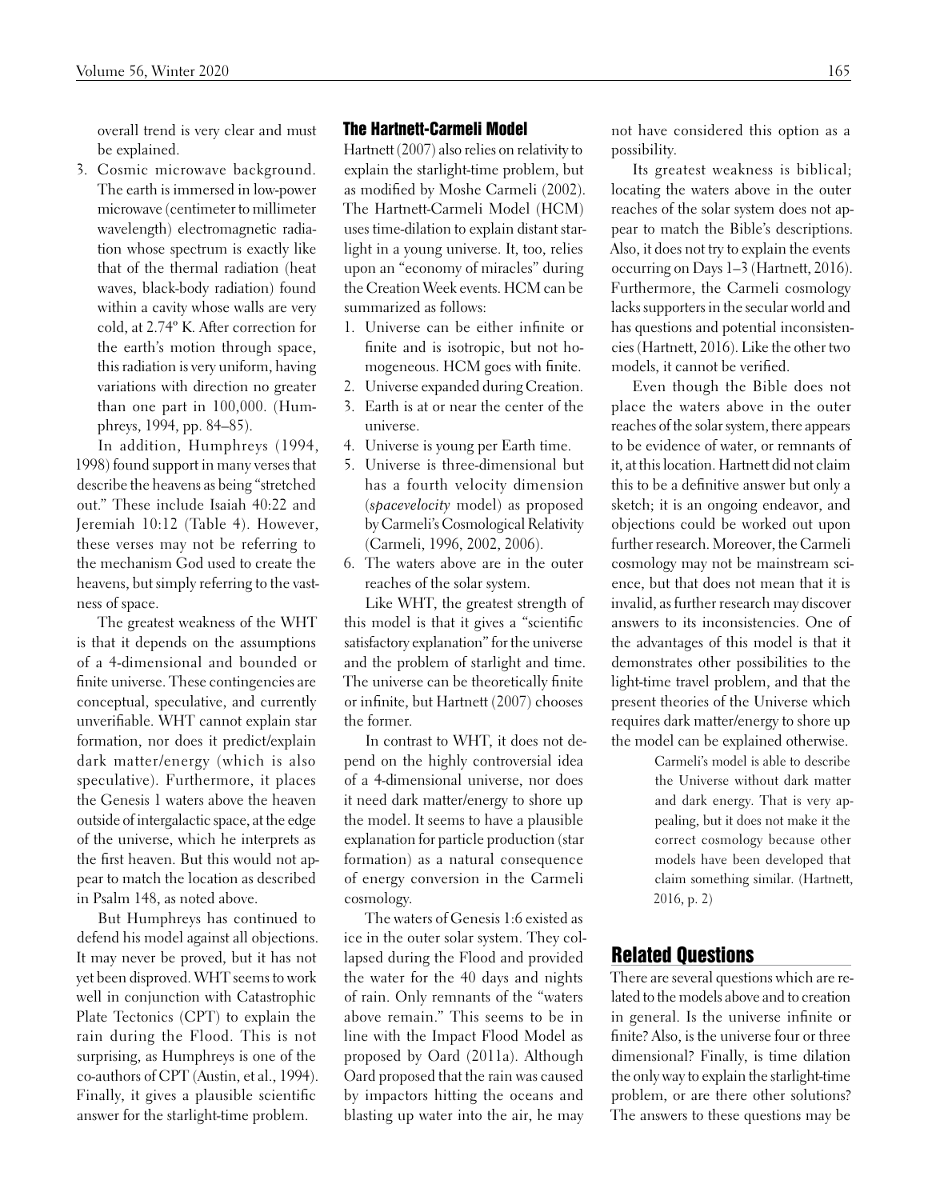overall trend is very clear and must be explained.

3. Cosmic microwave background. The earth is immersed in low-power microwave (centimeter to millimeter wavelength) electromagnetic radiation whose spectrum is exactly like that of the thermal radiation (heat waves, black-body radiation) found within a cavity whose walls are very cold, at 2.74° K. After correction for the earth's motion through space, this radiation is very uniform, having variations with direction no greater than one part in 100,000. (Humphreys, 1994, pp. 84–85).

In addition, Humphreys (1994, 1998) found support in many verses that describe the heavens as being "stretched out." These include Isaiah 40:22 and Jeremiah 10:12 (Table 4). However, these verses may not be referring to the mechanism God used to create the heavens, but simply referring to the vastness of space.

The greatest weakness of the WHT is that it depends on the assumptions of a 4-dimensional and bounded or finite universe. These contingencies are conceptual, speculative, and currently unverifiable. WHT cannot explain star formation, nor does it predict/explain dark matter/energy (which is also speculative). Furthermore, it places the Genesis 1 waters above the heaven outside of intergalactic space, at the edge of the universe, which he interprets as the first heaven. But this would not appear to match the location as described in Psalm 148, as noted above.

But Humphreys has continued to defend his model against all objections. It may never be proved, but it has not yet been disproved. WHT seems to work well in conjunction with Catastrophic Plate Tectonics (CPT) to explain the rain during the Flood. This is not surprising, as Humphreys is one of the co-authors of CPT (Austin, et al., 1994). Finally, it gives a plausible scientific answer for the starlight-time problem.

## The Hartnett-Carmeli Model

Hartnett (2007) also relies on relativity to explain the starlight-time problem, but as modified by Moshe Carmeli (2002). The Hartnett-Carmeli Model (HCM) uses time-dilation to explain distant starlight in a young universe. It, too, relies upon an "economy of miracles" during the Creation Week events. HCM can be summarized as follows:

1. Universe can be either infinite or finite and is isotropic, but not homogeneous. HCM goes with finite.
2. Universe expanded during Creation.
3. Earth is at or near the center of the universe.
4. Universe is young per Earth time.
5. Universe is three-dimensional but has a fourth velocity dimension (*spacevelocity* model) as proposed by Carmeli's Cosmological Relativity (Carmeli, 1996, 2002, 2006).
6. The waters above are in the outer reaches of the solar system.

Like WHT, the greatest strength of this model is that it gives a "scientific satisfactory explanation" for the universe and the problem of starlight and time. The universe can be theoretically finite or infinite, but Hartnett (2007) chooses the former.

In contrast to WHT, it does not depend on the highly controversial idea of a 4-dimensional universe, nor does it need dark matter/energy to shore up the model. It seems to have a plausible explanation for particle production (star formation) as a natural consequence of energy conversion in the Carmeli cosmology.

The waters of Genesis 1:6 existed as ice in the outer solar system. They collapsed during the Flood and provided the water for the 40 days and nights of rain. Only remnants of the "waters above remain." This seems to be in line with the Impact Flood Model as proposed by Oard (2011a). Although Oard proposed that the rain was caused by impactors hitting the oceans and blasting up water into the air, he may not have considered this option as a possibility.

Its greatest weakness is biblical; locating the waters above in the outer reaches of the solar system does not appear to match the Bible's descriptions. Also, it does not try to explain the events occurring on Days 1–3 (Hartnett, 2016). Furthermore, the Carmeli cosmology lacks supporters in the secular world and has questions and potential inconsistencies (Hartnett, 2016). Like the other two models, it cannot be verified.

Even though the Bible does not place the waters above in the outer reaches of the solar system, there appears to be evidence of water, or remnants of it, at this location. Hartnett did not claim this to be a definitive answer but only a sketch; it is an ongoing endeavor, and objections could be worked out upon further research. Moreover, the Carmeli cosmology may not be mainstream science, but that does not mean that it is invalid, as further research may discover answers to its inconsistencies. One of the advantages of this model is that it demonstrates other possibilities to the light-time travel problem, and that the present theories of the Universe which requires dark matter/energy to shore up the model can be explained otherwise.

> Carmeli's model is able to describe the Universe without dark matter and dark energy. That is very appealing, but it does not make it the correct cosmology because other models have been developed that claim something similar. (Hartnett, 2016, p. 2)

## Related Questions

There are several questions which are related to the models above and to creation in general. Is the universe infinite or finite? Also, is the universe four or three dimensional? Finally, is time dilation the only way to explain the starlight-time problem, or are there other solutions? The answers to these questions may be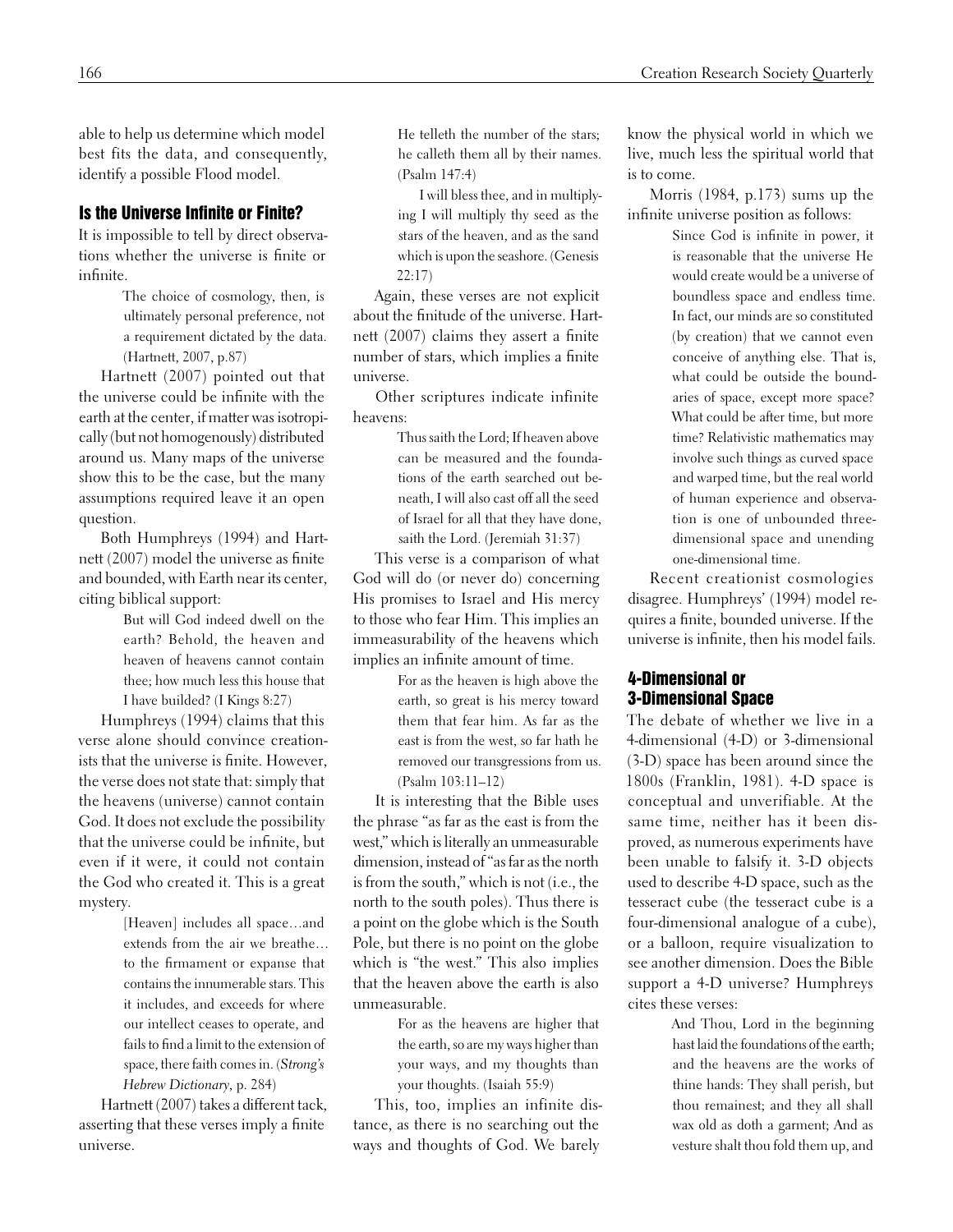able to help us determine which model best fits the data, and consequently, identify a possible Flood model.

## Is the Universe Infinite or Finite?

It is impossible to tell by direct observations whether the universe is finite or infinite.

> The choice of cosmology, then, is ultimately personal preference, not a requirement dictated by the data. (Hartnett, 2007, p.87)

Hartnett (2007) pointed out that the universe could be infinite with the earth at the center, if matter was isotropically (but not homogenously) distributed around us. Many maps of the universe show this to be the case, but the many assumptions required leave it an open question.

Both Humphreys (1994) and Hartnett (2007) model the universe as finite and bounded, with Earth near its center, citing biblical support:

> But will God indeed dwell on the earth? Behold, the heaven and heaven of heavens cannot contain thee; how much less this house that I have builded? (I Kings 8:27)

Humphreys (1994) claims that this verse alone should convince creationists that the universe is finite. However, the verse does not state that: simply that the heavens (universe) cannot contain God. It does not exclude the possibility that the universe could be infinite, but even if it were, it could not contain the God who created it. This is a great mystery.

> [Heaven] includes all space…and extends from the air we breathe… to the firmament or expanse that contains the innumerable stars. This it includes, and exceeds for where our intellect ceases to operate, and fails to find a limit to the extension of space, there faith comes in. (*Strong's Hebrew Dictionary*, p. 284)

Hartnett (2007) takes a different tack, asserting that these verses imply a finite universe.

> He telleth the number of the stars; he calleth them all by their names. (Psalm 147:4)
>
> I will bless thee, and in multiplying I will multiply thy seed as the stars of the heaven, and as the sand which is upon the seashore. (Genesis 22:17)

Again, these verses are not explicit about the finitude of the universe. Hartnett (2007) claims they assert a finite number of stars, which implies a finite universe.

Other scriptures indicate infinite heavens:

> Thus saith the Lord; If heaven above can be measured and the foundations of the earth searched out beneath, I will also cast off all the seed of Israel for all that they have done, saith the Lord. (Jeremiah 31:37)

This verse is a comparison of what God will do (or never do) concerning His promises to Israel and His mercy to those who fear Him. This implies an immeasurability of the heavens which implies an infinite amount of time.

> For as the heaven is high above the earth, so great is his mercy toward them that fear him. As far as the east is from the west, so far hath he removed our transgressions from us. (Psalm 103:11–12)

It is interesting that the Bible uses the phrase "as far as the east is from the west," which is literally an unmeasurable dimension, instead of "as far as the north is from the south," which is not (i.e., the north to the south poles). Thus there is a point on the globe which is the South Pole, but there is no point on the globe which is "the west." This also implies that the heaven above the earth is also unmeasurable.

> For as the heavens are higher that the earth, so are my ways higher than your ways, and my thoughts than your thoughts. (Isaiah 55:9)

This, too, implies an infinite distance, as there is no searching out the ways and thoughts of God. We barely know the physical world in which we live, much less the spiritual world that is to come.

Morris (1984, p.173) sums up the infinite universe position as follows:

> Since God is infinite in power, it is reasonable that the universe He would create would be a universe of boundless space and endless time. In fact, our minds are so constituted (by creation) that we cannot even conceive of anything else. That is, what could be outside the boundaries of space, except more space? What could be after time, but more time? Relativistic mathematics may involve such things as curved space and warped time, but the real world of human experience and observation is one of unbounded three-dimensional space and unending one-dimensional time.

Recent creationist cosmologies disagree. Humphreys' (1994) model requires a finite, bounded universe. If the universe is infinite, then his model fails.

## 4-Dimensional or 3-Dimensional Space

The debate of whether we live in a 4-dimensional (4-D) or 3-dimensional (3-D) space has been around since the 1800s (Franklin, 1981). 4-D space is conceptual and unverifiable. At the same time, neither has it been disproved, as numerous experiments have been unable to falsify it. 3-D objects used to describe 4-D space, such as the tesseract cube (the tesseract cube is a four-dimensional analogue of a cube), or a balloon, require visualization to see another dimension. Does the Bible support a 4-D universe? Humphreys cites these verses:

> And Thou, Lord in the beginning hast laid the foundations of the earth; and the heavens are the works of thine hands: They shall perish, but thou remainest; and they all shall wax old as doth a garment; And as vesture shalt thou fold them up, and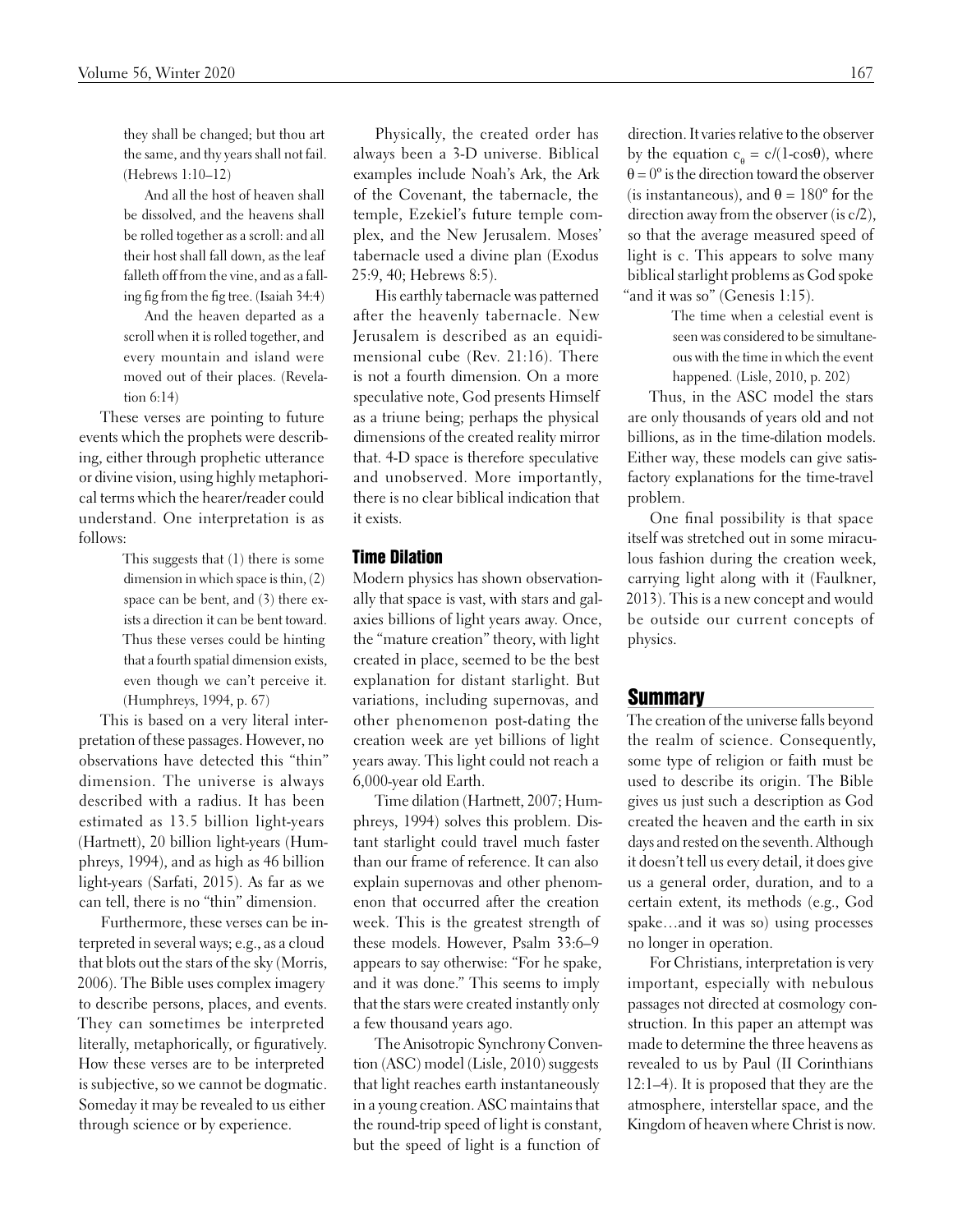> they shall be changed; but thou art the same, and thy years shall not fail. (Hebrews 1:10–12)
>
> And all the host of heaven shall be dissolved, and the heavens shall be rolled together as a scroll: and all their host shall fall down, as the leaf falleth off from the vine, and as a falling fig from the fig tree. (Isaiah 34:4)
>
> And the heaven departed as a scroll when it is rolled together, and every mountain and island were moved out of their places. (Revelation 6:14)

These verses are pointing to future events which the prophets were describing, either through prophetic utterance or divine vision, using highly metaphorical terms which the hearer/reader could understand. One interpretation is as follows:

> This suggests that (1) there is some dimension in which space is thin, (2) space can be bent, and (3) there exists a direction it can be bent toward. Thus these verses could be hinting that a fourth spatial dimension exists, even though we can't perceive it. (Humphreys, 1994, p. 67)

This is based on a very literal interpretation of these passages. However, no observations have detected this "thin" dimension. The universe is always described with a radius. It has been estimated as 13.5 billion light-years (Hartnett), 20 billion light-years (Humphreys, 1994), and as high as 46 billion light-years (Sarfati, 2015). As far as we can tell, there is no "thin" dimension.

Furthermore, these verses can be interpreted in several ways; e.g., as a cloud that blots out the stars of the sky (Morris, 2006). The Bible uses complex imagery to describe persons, places, and events. They can sometimes be interpreted literally, metaphorically, or figuratively. How these verses are to be interpreted is subjective, so we cannot be dogmatic. Someday it may be revealed to us either through science or by experience.

Physically, the created order has always been a 3-D universe. Biblical examples include Noah's Ark, the Ark of the Covenant, the tabernacle, the temple, Ezekiel's future temple complex, and the New Jerusalem. Moses' tabernacle used a divine plan (Exodus 25:9, 40; Hebrews 8:5).

His earthly tabernacle was patterned after the heavenly tabernacle. New Jerusalem is described as an equidimensional cube (Rev. 21:16). There is not a fourth dimension. On a more speculative note, God presents Himself as a triune being; perhaps the physical dimensions of the created reality mirror that. 4-D space is therefore speculative and unobserved. More importantly, there is no clear biblical indication that it exists.

### Time Dilation

Modern physics has shown observationally that space is vast, with stars and galaxies billions of light years away. Once, the "mature creation" theory, with light created in place, seemed to be the best explanation for distant starlight. But variations, including supernovas, and other phenomenon post-dating the creation week are yet billions of light years away. This light could not reach a 6,000-year old Earth.

Time dilation (Hartnett, 2007; Humphreys, 1994) solves this problem. Distant starlight could travel much faster than our frame of reference. It can also explain supernovas and other phenomenon that occurred after the creation week. This is the greatest strength of these models. However, Psalm 33:6–9 appears to say otherwise: "For he spake, and it was done." This seems to imply that the stars were created instantly only a few thousand years ago.

The Anisotropic Synchrony Convention (ASC) model (Lisle, 2010) suggests that light reaches earth instantaneously in a young creation. ASC maintains that the round-trip speed of light is constant, but the speed of light is a function of direction. It varies relative to the observer by the equation $c_\theta = c/(1\text{-}\cos\theta)$, where $\theta = 0°$ is the direction toward the observer (is instantaneous), and $\theta = 180°$ for the direction away from the observer (is $c/2$), so that the average measured speed of light is c. This appears to solve many biblical starlight problems as God spoke "and it was so" (Genesis 1:15).

> The time when a celestial event is seen was considered to be simultaneous with the time in which the event happened. (Lisle, 2010, p. 202)

Thus, in the ASC model the stars are only thousands of years old and not billions, as in the time-dilation models. Either way, these models can give satisfactory explanations for the time-travel problem.

One final possibility is that space itself was stretched out in some miraculous fashion during the creation week, carrying light along with it (Faulkner, 2013). This is a new concept and would be outside our current concepts of physics.

## Summary

The creation of the universe falls beyond the realm of science. Consequently, some type of religion or faith must be used to describe its origin. The Bible gives us just such a description as God created the heaven and the earth in six days and rested on the seventh. Although it doesn't tell us every detail, it does give us a general order, duration, and to a certain extent, its methods (e.g., God spake…and it was so) using processes no longer in operation.

For Christians, interpretation is very important, especially with nebulous passages not directed at cosmology construction. In this paper an attempt was made to determine the three heavens as revealed to us by Paul (II Corinthians 12:1–4). It is proposed that they are the atmosphere, interstellar space, and the Kingdom of heaven where Christ is now.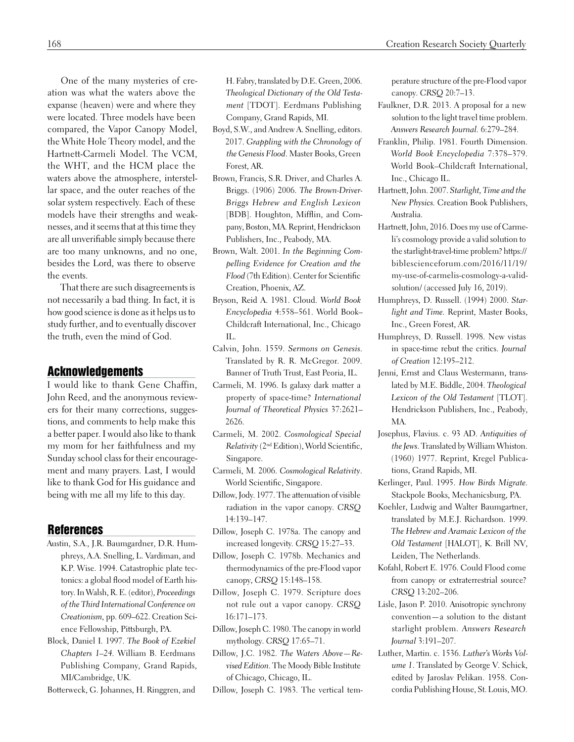One of the many mysteries of creation was what the waters above the expanse (heaven) were and where they were located. Three models have been compared, the Vapor Canopy Model, the White Hole Theory model, and the Hartnett-Carmeli Model. The VCM, the WHT, and the HCM place the waters above the atmosphere, interstellar space, and the outer reaches of the solar system respectively. Each of these models have their strengths and weaknesses, and it seems that at this time they are all unverifiable simply because there are too many unknowns, and no one, besides the Lord, was there to observe the events.

That there are such disagreements is not necessarily a bad thing. In fact, it is how good science is done as it helps us to study further, and to eventually discover the truth, even the mind of God.

## Acknowledgements

I would like to thank Gene Chaffin, John Reed, and the anonymous reviewers for their many corrections, suggestions, and comments to help make this a better paper. I would also like to thank my mom for her faithfulness and my Sunday school class for their encouragement and many prayers. Last, I would like to thank God for His guidance and being with me all my life to this day.

## References

Austin, S.A., J.R. Baumgardner, D.R. Humphreys, A.A. Snelling, L. Vardiman, and K.P. Wise. 1994. Catastrophic plate tectonics: a global flood model of Earth history. In Walsh, R. E. (editor), *Proceedings of the Third International Conference on Creationism*, pp. 609–622. Creation Science Fellowship, Pittsburgh, PA.

Block, Daniel I. 1997. *The Book of Ezekiel Chapters 1–24.* William B. Eerdmans Publishing Company, Grand Rapids, MI/Cambridge, UK.

Botterweck, G. Johannes, H. Ringgren, and H. Fabry, translated by D.E. Green, 2006. *Theological Dictionary of the Old Testament* [TDOT]. Eerdmans Publishing Company, Grand Rapids, MI.

Boyd, S.W., and Andrew A. Snelling, editors. 2017. *Grappling with the Chronology of the Genesis Flood*. Master Books, Green Forest, AR.

Brown, Francis, S.R. Driver, and Charles A. Briggs. (1906) 2006. *The Brown-Driver-Briggs Hebrew and English Lexicon* [BDB]. Houghton, Mifflin, and Company, Boston, MA. Reprint, Hendrickson Publishers, Inc., Peabody, MA.

Brown, Walt. 2001. *In the Beginning Compelling Evidence for Creation and the Flood* (7th Edition). Center for Scientific Creation, Phoenix, AZ.

Bryson, Reid A. 1981. Cloud. *World Book Encyclopedia* 4:558–561. World Book–Childcraft International, Inc., Chicago IL.

Calvin, John. 1559. *Sermons on Genesis*. Translated by R. R. McGregor. 2009. Banner of Truth Trust, East Peoria, IL.

Carmeli, M. 1996. Is galaxy dark matter a property of space-time? *International Journal of Theoretical Physics* 37:2621–2626.

Carmeli, M. 2002. *Cosmological Special Relativity* (2nd Edition), World Scientific, Singapore.

Carmeli, M. 2006. *Cosmological Relativity*. World Scientific, Singapore.

Dillow, Jody. 1977. The attenuation of visible radiation in the vapor canopy. *CRSQ* 14:139–147.

Dillow, Joseph C. 1978a. The canopy and increased longevity. *CRSQ* 15:27–33.

Dillow, Joseph C. 1978b. Mechanics and thermodynamics of the pre-Flood vapor canopy, *CRSQ* 15:148–158.

Dillow, Joseph C. 1979. Scripture does not rule out a vapor canopy. *CRSQ* 16:171–173.

Dillow, Joseph C. 1980. The canopy in world mythology. *CRSQ* 17:65–71.

Dillow, J.C. 1982. *The Waters Above—Revised Edition*. The Moody Bible Institute of Chicago, Chicago, IL.

Dillow, Joseph C. 1983. The vertical temperature structure of the pre-Flood vapor canopy. *CRSQ* 20:7–13.

Faulkner, D.R. 2013. A proposal for a new solution to the light travel time problem. *Answers Research Journal*. 6:279–284.

Franklin, Philip. 1981. Fourth Dimension. *World Book Encyclopedia* 7:378–379. World Book–Childcraft International, Inc., Chicago IL.

Hartnett, John. 2007. *Starlight, Time and the New Physics.* Creation Book Publishers, Australia.

Hartnett, John, 2016. Does my use of Carmeli's cosmology provide a valid solution to the starlight-travel-time problem? https://biblescienceforum.com/2016/11/19/my-use-of-carmelis-cosmology-a-valid-solution/ (accessed July 16, 2019).

Humphreys, D. Russell. (1994) 2000. *Starlight and Time*. Reprint, Master Books, Inc., Green Forest, AR.

Humphreys, D. Russell. 1998. New vistas in space-time rebut the critics. *Journal of Creation* 12:195–212.

Jenni, Ernst and Claus Westermann, translated by M.E. Biddle, 2004. *Theological Lexicon of the Old Testament* [TLOT]. Hendrickson Publishers, Inc., Peabody, MA.

Josephus, Flavius. c. 93 AD. *Antiquities of the Jews*. Translated by William Whiston. (1960) 1977. Reprint, Kregel Publications, Grand Rapids, MI.

Kerlinger, Paul. 1995. *How Birds Migrate.* Stackpole Books, Mechanicsburg, PA.

Koehler, Ludwig and Walter Baumgartner, translated by M.E.J. Richardson. 1999. *The Hebrew and Aramaic Lexicon of the Old Testament* [HALOT], K. Brill NV, Leiden, The Netherlands.

Kofahl, Robert E. 1976. Could Flood come from canopy or extraterrestrial source? *CRSQ* 13:202–206.

Lisle, Jason P. 2010. Anisotropic synchrony convention—a solution to the distant starlight problem. *Answers Research Journal* 3:191–207.

Luther, Martin. c. 1536. *Luther's Works Volume 1*. Translated by George V. Schick, edited by Jaroslav Pelikan. 1958. Concordia Publishing House, St. Louis, MO.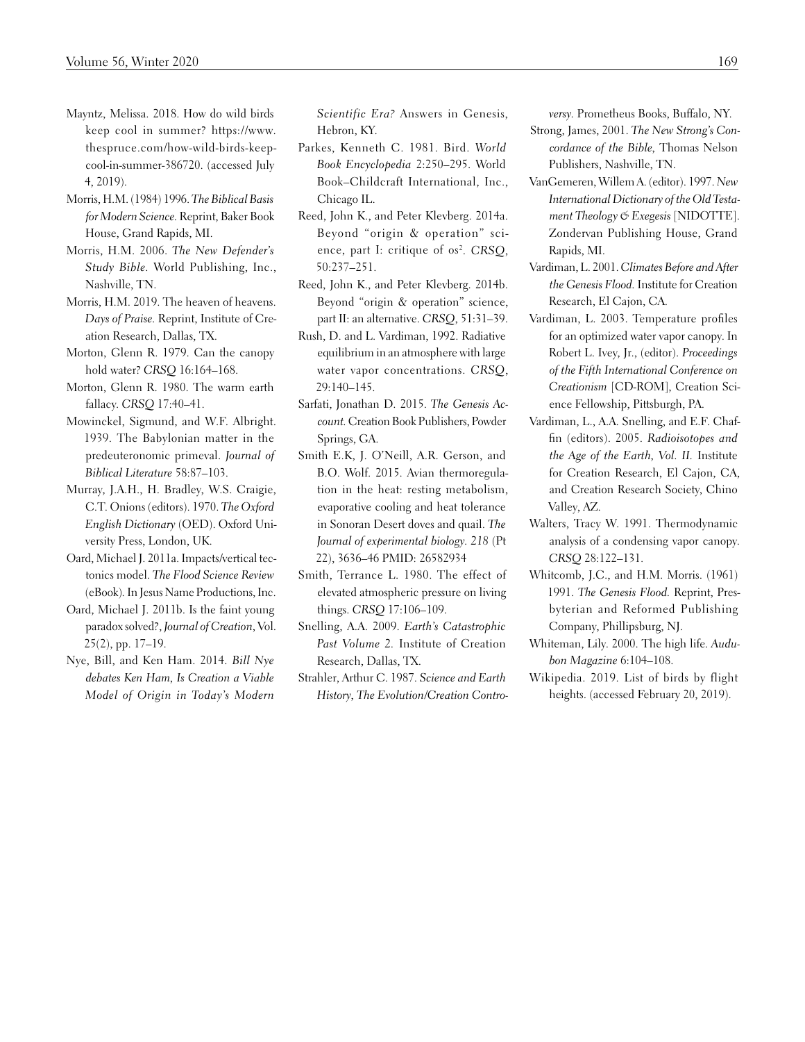Mayntz, Melissa. 2018. How do wild birds keep cool in summer? https://www.thespruce.com/how-wild-birds-keep-cool-in-summer-386720. (accessed July 4, 2019).

Morris, H.M. (1984) 1996. *The Biblical Basis for Modern Science*. Reprint, Baker Book House, Grand Rapids, MI.

Morris, H.M. 2006. *The New Defender's Study Bible*. World Publishing, Inc., Nashville, TN.

Morris, H.M. 2019. The heaven of heavens. *Days of Praise*. Reprint, Institute of Creation Research, Dallas, TX.

Morton, Glenn R. 1979. Can the canopy hold water? *CRSQ* 16:164–168.

Morton, Glenn R. 1980. The warm earth fallacy. *CRSQ* 17:40–41.

Mowinckel, Sigmund, and W.F. Albright. 1939. The Babylonian matter in the predeuteronomic primeval. *Journal of Biblical Literature* 58:87–103.

Murray, J.A.H., H. Bradley, W.S. Craigie, C.T. Onions (editors). 1970. *The Oxford English Dictionary* (OED). Oxford University Press, London, UK.

Oard, Michael J. 2011a. Impacts/vertical tectonics model. *The Flood Science Review* (eBook). In Jesus Name Productions, Inc.

Oard, Michael J. 2011b. Is the faint young paradox solved?, *Journal of Creation*, Vol. 25(2), pp. 17–19.

Nye, Bill, and Ken Ham. 2014. *Bill Nye debates Ken Ham, Is Creation a Viable Model of Origin in Today's Modern Scientific Era?* Answers in Genesis, Hebron, KY.

Parkes, Kenneth C. 1981. Bird. *World Book Encyclopedia* 2:250–295. World Book–Childcraft International, Inc., Chicago IL.

Reed, John K., and Peter Klevberg. 2014a. Beyond "origin & operation" science, part I: critique of os[2]. *CRSQ*, 50:237–251.

Reed, John K., and Peter Klevberg. 2014b. Beyond "origin & operation" science, part II: an alternative. *CRSQ*, 51:31–39.

Rush, D. and L. Vardiman, 1992. Radiative equilibrium in an atmosphere with large water vapor concentrations. *CRSQ*, 29:140–145.

Sarfati, Jonathan D. 2015. *The Genesis Account*. Creation Book Publishers, Powder Springs, GA.

Smith E.K, J. O'Neill, A.R. Gerson, and B.O. Wolf. 2015. Avian thermoregulation in the heat: resting metabolism, evaporative cooling and heat tolerance in Sonoran Desert doves and quail. *The Journal of experimental biology*. *218* (Pt 22), 3636–46 PMID: 26582934

Smith, Terrance L. 1980. The effect of elevated atmospheric pressure on living things. *CRSQ* 17:106–109.

Snelling, A.A. 2009. *Earth's Catastrophic Past Volume 2*. Institute of Creation Research, Dallas, TX.

Strahler, Arthur C. 1987. *Science and Earth History, The Evolution/Creation Controversy*. Prometheus Books, Buffalo, NY.

Strong, James, 2001. *The New Strong's Concordance of the Bible*, Thomas Nelson Publishers, Nashville, TN.

VanGemeren, Willem A. (editor). 1997. *New International Dictionary of the Old Testament Theology & Exegesis* [NIDOTTE]. Zondervan Publishing House, Grand Rapids, MI.

Vardiman, L. 2001. *Climates Before and After the Genesis Flood*. Institute for Creation Research, El Cajon, CA.

Vardiman, L. 2003. Temperature profiles for an optimized water vapor canopy. In Robert L. Ivey, Jr., (editor). *Proceedings of the Fifth International Conference on Creationism* [CD-ROM], Creation Science Fellowship, Pittsburgh, PA.

Vardiman, L., A.A. Snelling, and E.F. Chaffin (editors). 2005. *Radioisotopes and the Age of the Earth, Vol. II*. Institute for Creation Research, El Cajon, CA, and Creation Research Society, Chino Valley, AZ.

Walters, Tracy W. 1991. Thermodynamic analysis of a condensing vapor canopy. *CRSQ* 28:122–131.

Whitcomb, J.C., and H.M. Morris. (1961) 1991. *The Genesis Flood*. Reprint, Presbyterian and Reformed Publishing Company, Phillipsburg, NJ.

Whiteman, Lily. 2000. The high life. *Audubon Magazine* 6:104–108.

Wikipedia. 2019. List of birds by flight heights. (accessed February 20, 2019).